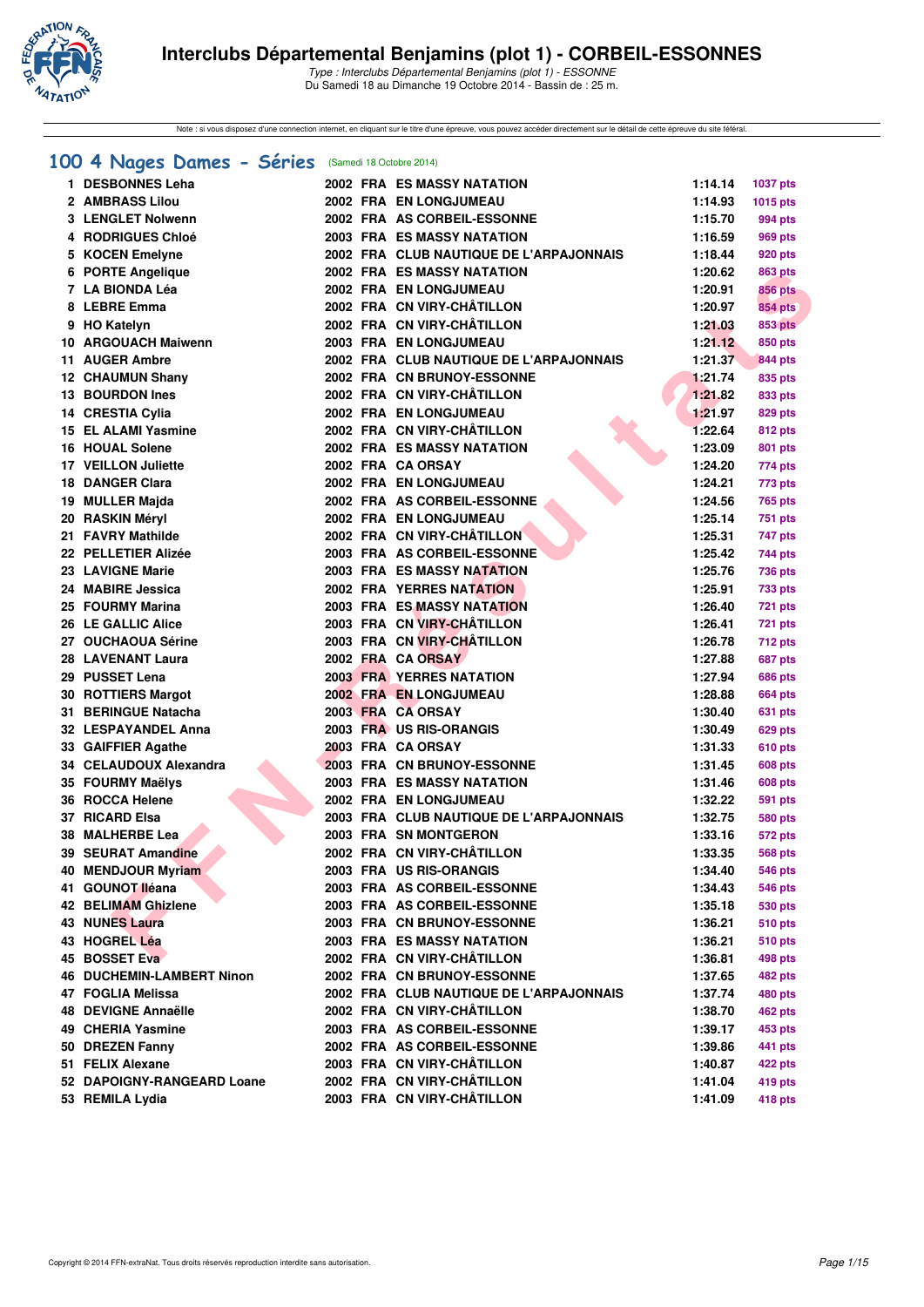# Interclubs Départemental Benjamins (plot 1) - CORBEIL-ESSONNES

*Type : Interclubs Départemental Benjamins (plot 1) - ESSONNE*
Du Samedi 18 au Dimanche 19 Octobre 2014 - Bassin de : 25 m.

Note : si vous disposez d'une connexion internet, en cliquant sur le titre d'une épreuve, vous pouvez accéder directement sur le détail de cette épreuve du site féféral.

## 100 4 Nages Dames - Séries (Samedi 18 Octobre 2014)

| Rang | Nom | Année | Nat. | Club | Temps | Points |
|---|---|---|---|---|---|---|
| 1 | DESBONNES Leha | 2002 | FRA | ES MASSY NATATION | 1:14.14 | 1037 pts |
| 2 | AMBRASS Lilou | 2002 | FRA | EN LONGJUMEAU | 1:14.93 | 1015 pts |
| 3 | LENGLET Nolwenn | 2002 | FRA | AS CORBEIL-ESSONNE | 1:15.70 | 994 pts |
| 4 | RODRIGUES Chloé | 2003 | FRA | ES MASSY NATATION | 1:16.59 | 969 pts |
| 5 | KOCEN Emelyne | 2002 | FRA | CLUB NAUTIQUE DE L'ARPAJONNAIS | 1:18.44 | 920 pts |
| 6 | PORTE Angelique | 2002 | FRA | ES MASSY NATATION | 1:20.62 | 863 pts |
| 7 | LA BIONDA Léa | 2002 | FRA | EN LONGJUMEAU | 1:20.91 | 856 pts |
| 8 | LEBRE Emma | 2002 | FRA | CN VIRY-CHÂTILLON | 1:20.97 | 854 pts |
| 9 | HO Katelyn | 2002 | FRA | CN VIRY-CHÂTILLON | 1:21.03 | 853 pts |
| 10 | ARGOUACH Maiwenn | 2003 | FRA | EN LONGJUMEAU | 1:21.12 | 850 pts |
| 11 | AUGER Ambre | 2002 | FRA | CLUB NAUTIQUE DE L'ARPAJONNAIS | 1:21.37 | 844 pts |
| 12 | CHAUMUN Shany | 2002 | FRA | CN BRUNOY-ESSONNE | 1:21.74 | 835 pts |
| 13 | BOURDON Ines | 2002 | FRA | CN VIRY-CHÂTILLON | 1:21.82 | 833 pts |
| 14 | CRESTIA Cylia | 2002 | FRA | EN LONGJUMEAU | 1:21.97 | 829 pts |
| 15 | EL ALAMI Yasmine | 2002 | FRA | CN VIRY-CHÂTILLON | 1:22.64 | 812 pts |
| 16 | HOUAL Solene | 2002 | FRA | ES MASSY NATATION | 1:23.09 | 801 pts |
| 17 | VEILLON Juliette | 2002 | FRA | CA ORSAY | 1:24.20 | 774 pts |
| 18 | DANGER Clara | 2002 | FRA | EN LONGJUMEAU | 1:24.21 | 773 pts |
| 19 | MULLER Majda | 2002 | FRA | AS CORBEIL-ESSONNE | 1:24.56 | 765 pts |
| 20 | RASKIN Méryl | 2002 | FRA | EN LONGJUMEAU | 1:25.14 | 751 pts |
| 21 | FAVRY Mathilde | 2002 | FRA | CN VIRY-CHÂTILLON | 1:25.31 | 747 pts |
| 22 | PELLETIER Alizée | 2003 | FRA | AS CORBEIL-ESSONNE | 1:25.42 | 744 pts |
| 23 | LAVIGNE Marie | 2003 | FRA | ES MASSY NATATION | 1:25.76 | 736 pts |
| 24 | MABIRE Jessica | 2002 | FRA | YERRES NATATION | 1:25.91 | 733 pts |
| 25 | FOURMY Marina | 2003 | FRA | ES MASSY NATATION | 1:26.40 | 721 pts |
| 26 | LE GALLIC Alice | 2003 | FRA | CN VIRY-CHÂTILLON | 1:26.41 | 721 pts |
| 27 | OUCHAOUA Sérine | 2003 | FRA | CN VIRY-CHÂTILLON | 1:26.78 | 712 pts |
| 28 | LAVENANT Laura | 2002 | FRA | CA ORSAY | 1:27.88 | 687 pts |
| 29 | PUSSET Lena | 2003 | FRA | YERRES NATATION | 1:27.94 | 686 pts |
| 30 | ROTTIERS Margot | 2002 | FRA | EN LONGJUMEAU | 1:28.88 | 664 pts |
| 31 | BERINGUE Natacha | 2003 | FRA | CA ORSAY | 1:30.40 | 631 pts |
| 32 | LESPAYANDEL Anna | 2003 | FRA | US RIS-ORANGIS | 1:30.49 | 629 pts |
| 33 | GAIFFIER Agathe | 2003 | FRA | CA ORSAY | 1:31.33 | 610 pts |
| 34 | CELAUDOUX Alexandra | 2003 | FRA | CN BRUNOY-ESSONNE | 1:31.45 | 608 pts |
| 35 | FOURMY Maëlys | 2003 | FRA | ES MASSY NATATION | 1:31.46 | 608 pts |
| 36 | ROCCA Helene | 2002 | FRA | EN LONGJUMEAU | 1:32.22 | 591 pts |
| 37 | RICARD Elsa | 2003 | FRA | CLUB NAUTIQUE DE L'ARPAJONNAIS | 1:32.75 | 580 pts |
| 38 | MALHERBE Lea | 2003 | FRA | SN MONTGERON | 1:33.16 | 572 pts |
| 39 | SEURAT Amandine | 2002 | FRA | CN VIRY-CHÂTILLON | 1:33.35 | 568 pts |
| 40 | MENDJOUR Myriam | 2003 | FRA | US RIS-ORANGIS | 1:34.40 | 546 pts |
| 41 | GOUNOT Iléana | 2003 | FRA | AS CORBEIL-ESSONNE | 1:34.43 | 546 pts |
| 42 | BELIMAM Ghizlene | 2003 | FRA | AS CORBEIL-ESSONNE | 1:35.18 | 530 pts |
| 43 | NUNES Laura | 2003 | FRA | CN BRUNOY-ESSONNE | 1:36.21 | 510 pts |
| 43 | HOGREL Léa | 2003 | FRA | ES MASSY NATATION | 1:36.21 | 510 pts |
| 45 | BOSSET Eva | 2002 | FRA | CN VIRY-CHÂTILLON | 1:36.81 | 498 pts |
| 46 | DUCHEMIN-LAMBERT Ninon | 2002 | FRA | CN BRUNOY-ESSONNE | 1:37.65 | 482 pts |
| 47 | FOGLIA Melissa | 2002 | FRA | CLUB NAUTIQUE DE L'ARPAJONNAIS | 1:37.74 | 480 pts |
| 48 | DEVIGNE Annaëlle | 2002 | FRA | CN VIRY-CHÂTILLON | 1:38.70 | 462 pts |
| 49 | CHERIA Yasmine | 2003 | FRA | AS CORBEIL-ESSONNE | 1:39.17 | 453 pts |
| 50 | DREZEN Fanny | 2002 | FRA | AS CORBEIL-ESSONNE | 1:39.86 | 441 pts |
| 51 | FELIX Alexane | 2003 | FRA | CN VIRY-CHÂTILLON | 1:40.87 | 422 pts |
| 52 | DAPOIGNY-RANGEARD Loane | 2002 | FRA | CN VIRY-CHÂTILLON | 1:41.04 | 419 pts |
| 53 | REMILA Lydia | 2003 | FRA | CN VIRY-CHÂTILLON | 1:41.09 | 418 pts |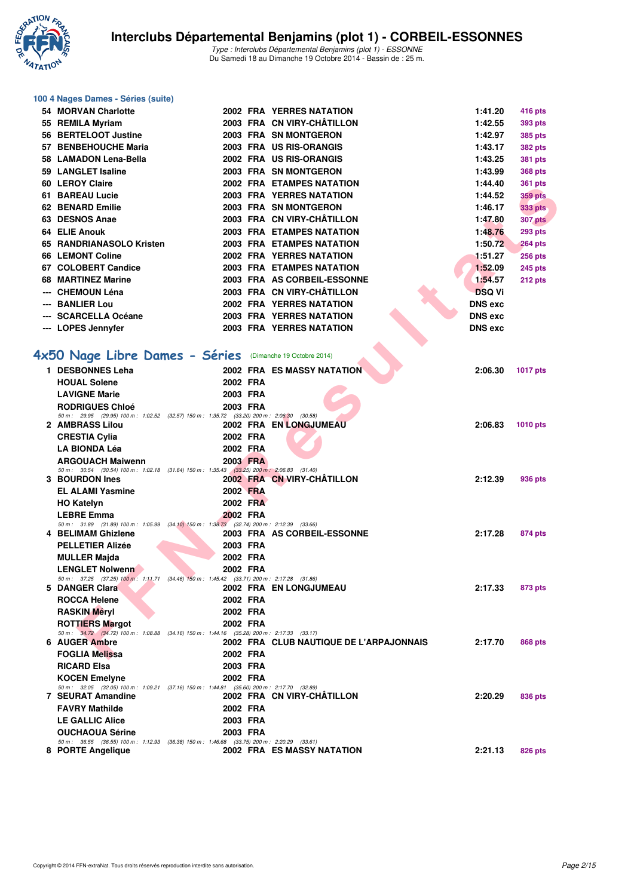# Interclubs Départemental Benjamins (plot 1) - CORBEIL-ESSONNES

*Type : Interclubs Départemental Benjamins (plot 1) - ESSONNE*
Du Samedi 18 au Dimanche 19 Octobre 2014 - Bassin de : 25 m.

### 100 4 Nages Dames - Séries (suite)

| | | | | | | |
|---|---|---|---|---|---|---|
| 54 | MORVAN Charlotte | 2002 | FRA | YERRES NATATION | 1:41.20 | 416 pts |
| 55 | REMILA Myriam | 2003 | FRA | CN VIRY-CHÂTILLON | 1:42.55 | 393 pts |
| 56 | BERTELOOT Justine | 2003 | FRA | SN MONTGERON | 1:42.97 | 385 pts |
| 57 | BENBEHOUCHE Maria | 2003 | FRA | US RIS-ORANGIS | 1:43.17 | 382 pts |
| 58 | LAMADON Lena-Bella | 2002 | FRA | US RIS-ORANGIS | 1:43.25 | 381 pts |
| 59 | LANGLET Isaline | 2003 | FRA | SN MONTGERON | 1:43.99 | 368 pts |
| 60 | LEROY Claire | 2002 | FRA | ETAMPES NATATION | 1:44.40 | 361 pts |
| 61 | BAREAU Lucie | 2003 | FRA | YERRES NATATION | 1:44.52 | 359 pts |
| 62 | BENARD Emilie | 2003 | FRA | SN MONTGERON | 1:46.17 | 333 pts |
| 63 | DESNOS Anae | 2003 | FRA | CN VIRY-CHÂTILLON | 1:47.80 | 307 pts |
| 64 | ELIE Anouk | 2003 | FRA | ETAMPES NATATION | 1:48.76 | 293 pts |
| 65 | RANDRIANASOLO Kristen | 2003 | FRA | ETAMPES NATATION | 1:50.72 | 264 pts |
| 66 | LEMONT Coline | 2002 | FRA | YERRES NATATION | 1:51.27 | 256 pts |
| 67 | COLOBERT Candice | 2003 | FRA | ETAMPES NATATION | 1:52.09 | 245 pts |
| 68 | MARTINEZ Marine | 2003 | FRA | AS CORBEIL-ESSONNE | 1:54.57 | 212 pts |
| --- | CHEMOUN Léna | 2003 | FRA | CN VIRY-CHÂTILLON | DSQ Vi | |
| --- | BANLIER Lou | 2002 | FRA | YERRES NATATION | DNS exc | |
| --- | SCARCELLA Océane | 2003 | FRA | YERRES NATATION | DNS exc | |
| --- | LOPES Jennyfer | 2003 | FRA | YERRES NATATION | DNS exc | |

## 4x50 Nage Libre Dames - Séries (Dimanche 19 Octobre 2014)

| | | | | | | |
|---|---|---|---|---|---|---|
| 1 | DESBONNES Leha | 2002 | FRA | ES MASSY NATATION | 2:06.30 | 1017 pts |
| | HOUAL Solene | 2002 | FRA | | | |
| | LAVIGNE Marie | 2003 | FRA | | | |
| | RODRIGUES Chloé | 2003 | FRA | | | |
| | *50 m : 29.95 (29.95) 100 m : 1:02.52 (32.57) 150 m : 1:35.72 (33.20) 200 m : 2:06.30 (30.58)* | | | | | |
| 2 | AMBRASS Lilou | 2002 | FRA | EN LONGJUMEAU | 2:06.83 | 1010 pts |
| | CRESTIA Cylia | 2002 | FRA | | | |
| | LA BIONDA Léa | 2002 | FRA | | | |
| | ARGOUACH Maiwenn | 2003 | FRA | | | |
| | *50 m : 30.54 (30.54) 100 m : 1:02.18 (31.64) 150 m : 1:35.43 (33.25) 200 m : 2:06.83 (31.40)* | | | | | |
| 3 | BOURDON Ines | 2002 | FRA | CN VIRY-CHÂTILLON | 2:12.39 | 936 pts |
| | EL ALAMI Yasmine | 2002 | FRA | | | |
| | HO Katelyn | 2002 | FRA | | | |
| | LEBRE Emma | 2002 | FRA | | | |
| | *50 m : 31.89 (31.89) 100 m : 1:05.99 (34.10) 150 m : 1:38.73 (32.74) 200 m : 2:12.39 (33.66)* | | | | | |
| 4 | BELIMAM Ghizlene | 2003 | FRA | AS CORBEIL-ESSONNE | 2:17.28 | 874 pts |
| | PELLETIER Alizée | 2003 | FRA | | | |
| | MULLER Majda | 2002 | FRA | | | |
| | LENGLET Nolwenn | 2002 | FRA | | | |
| | *50 m : 37.25 (37.25) 100 m : 1:11.71 (34.46) 150 m : 1:45.42 (33.71) 200 m : 2:17.28 (31.86)* | | | | | |
| 5 | DANGER Clara | 2002 | FRA | EN LONGJUMEAU | 2:17.33 | 873 pts |
| | ROCCA Helene | 2002 | FRA | | | |
| | RASKIN Méryl | 2002 | FRA | | | |
| | ROTTIERS Margot | 2002 | FRA | | | |
| | *50 m : 34.72 (34.72) 100 m : 1:08.88 (34.16) 150 m : 1:44.16 (35.28) 200 m : 2:17.33 (33.17)* | | | | | |
| 6 | AUGER Ambre | 2002 | FRA | CLUB NAUTIQUE DE L'ARPAJONNAIS | 2:17.70 | 868 pts |
| | FOGLIA Melissa | 2002 | FRA | | | |
| | RICARD Elsa | 2003 | FRA | | | |
| | KOCEN Emelyne | 2002 | FRA | | | |
| | *50 m : 32.05 (32.05) 100 m : 1:09.21 (37.16) 150 m : 1:44.81 (35.60) 200 m : 2:17.70 (32.89)* | | | | | |
| 7 | SEURAT Amandine | 2002 | FRA | CN VIRY-CHÂTILLON | 2:20.29 | 836 pts |
| | FAVRY Mathilde | 2002 | FRA | | | |
| | LE GALLIC Alice | 2003 | FRA | | | |
| | OUCHAOUA Sérine | 2003 | FRA | | | |
| | *50 m : 36.55 (36.55) 100 m : 1:12.93 (36.38) 150 m : 1:46.68 (33.75) 200 m : 2:20.29 (33.61)* | | | | | |
| 8 | PORTE Angelique | 2002 | FRA | ES MASSY NATATION | 2:21.13 | 826 pts |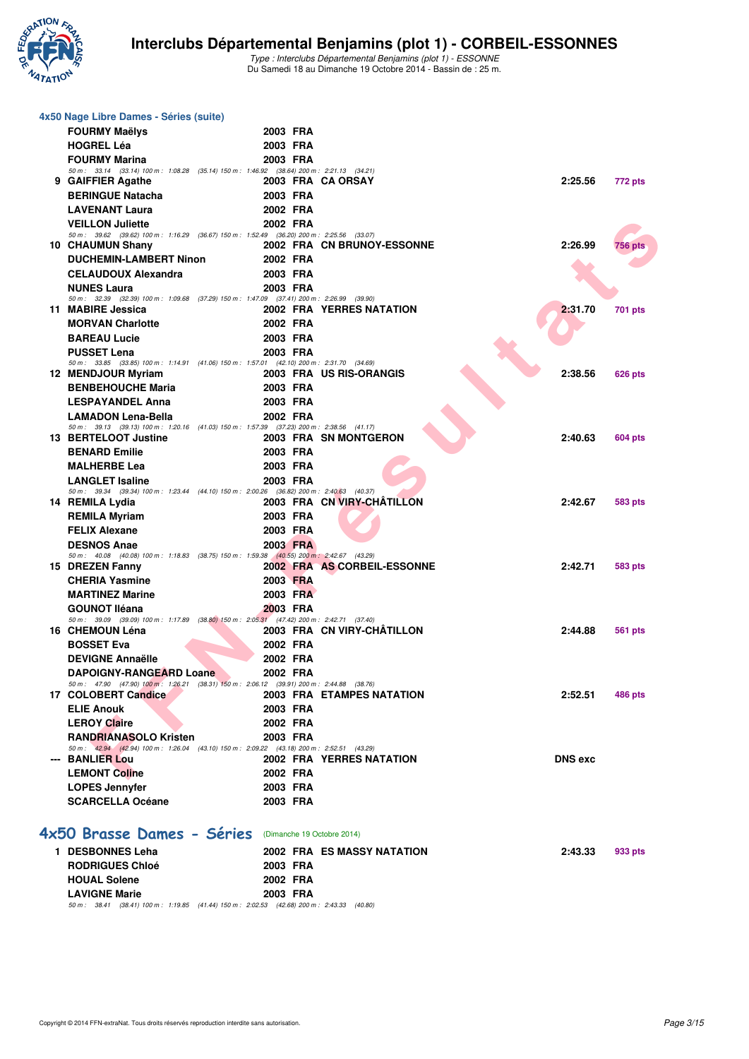### 4x50 Nage Libre Dames - Séries (suite)

| Rang | Nom | Année | Nat | Club | Temps | Points |
|---|---|---|---|---|---|---|
| | FOURMY Maëlys | 2003 | FRA | | | |
| | HOGREL Léa | 2003 | FRA | | | |
| | FOURMY Marina | 2003 | FRA | | | |
| | *50 m : 33.14 (33.14) 100 m : 1:08.28 (35.14) 150 m : 1:46.92 (38.64) 200 m : 2:21.13 (34.21)* | | | | | |
| 9 | GAIFFIER Agathe | 2003 | FRA | CA ORSAY | 2:25.56 | 772 pts |
| | BERINGUE Natacha | 2003 | FRA | | | |
| | LAVENANT Laura | 2002 | FRA | | | |
| | VEILLON Juliette | 2002 | FRA | | | |
| | *50 m : 39.62 (39.62) 100 m : 1:16.29 (36.67) 150 m : 1:52.49 (36.20) 200 m : 2:25.56 (33.07)* | | | | | |
| 10 | CHAUMUN Shany | 2002 | FRA | CN BRUNOY-ESSONNE | 2:26.99 | 756 pts |
| | DUCHEMIN-LAMBERT Ninon | 2002 | FRA | | | |
| | CELAUDOUX Alexandra | 2003 | FRA | | | |
| | NUNES Laura | 2003 | FRA | | | |
| | *50 m : 32.39 (32.39) 100 m : 1:09.68 (37.29) 150 m : 1:47.09 (37.41) 200 m : 2:26.99 (39.90)* | | | | | |
| 11 | MABIRE Jessica | 2002 | FRA | YERRES NATATION | 2:31.70 | 701 pts |
| | MORVAN Charlotte | 2002 | FRA | | | |
| | BAREAU Lucie | 2003 | FRA | | | |
| | PUSSET Lena | 2003 | FRA | | | |
| | *50 m : 33.85 (33.85) 100 m : 1:14.91 (41.06) 150 m : 1:57.01 (42.10) 200 m : 2:31.70 (34.69)* | | | | | |
| 12 | MENDJOUR Myriam | 2003 | FRA | US RIS-ORANGIS | 2:38.56 | 626 pts |
| | BENBEHOUCHE Maria | 2003 | FRA | | | |
| | LESPAYANDEL Anna | 2003 | FRA | | | |
| | LAMADON Lena-Bella | 2002 | FRA | | | |
| | *50 m : 39.13 (39.13) 100 m : 1:20.16 (41.03) 150 m : 1:57.39 (37.23) 200 m : 2:38.56 (41.17)* | | | | | |
| 13 | BERTELOOT Justine | 2003 | FRA | SN MONTGERON | 2:40.63 | 604 pts |
| | BENARD Emilie | 2003 | FRA | | | |
| | MALHERBE Lea | 2003 | FRA | | | |
| | LANGLET Isaline | 2003 | FRA | | | |
| | *50 m : 39.34 (39.34) 100 m : 1:23.44 (44.10) 150 m : 2:00.26 (36.82) 200 m : 2:40.63 (40.37)* | | | | | |
| 14 | REMILA Lydia | 2003 | FRA | CN VIRY-CHÂTILLON | 2:42.67 | 583 pts |
| | REMILA Myriam | 2003 | FRA | | | |
| | FELIX Alexane | 2003 | FRA | | | |
| | DESNOS Anae | 2003 | FRA | | | |
| | *50 m : 40.08 (40.08) 100 m : 1:18.83 (38.75) 150 m : 1:59.38 (40.55) 200 m : 2:42.67 (43.29)* | | | | | |
| 15 | DREZEN Fanny | 2002 | FRA | AS CORBEIL-ESSONNE | 2:42.71 | 583 pts |
| | CHERIA Yasmine | 2003 | FRA | | | |
| | MARTINEZ Marine | 2003 | FRA | | | |
| | GOUNOT Iléana | 2003 | FRA | | | |
| | *50 m : 39.09 (39.09) 100 m : 1:17.89 (38.80) 150 m : 2:05.31 (47.42) 200 m : 2:42.71 (37.40)* | | | | | |
| 16 | CHEMOUN Léna | 2003 | FRA | CN VIRY-CHÂTILLON | 2:44.88 | 561 pts |
| | BOSSET Eva | 2002 | FRA | | | |
| | DEVIGNE Annaëlle | 2002 | FRA | | | |
| | DAPOIGNY-RANGEARD Loane | 2002 | FRA | | | |
| | *50 m : 47.90 (47.90) 100 m : 1:26.21 (38.31) 150 m : 2:06.12 (39.91) 200 m : 2:44.88 (38.76)* | | | | | |
| 17 | COLOBERT Candice | 2003 | FRA | ETAMPES NATATION | 2:52.51 | 486 pts |
| | ELIE Anouk | 2003 | FRA | | | |
| | LEROY Claire | 2002 | FRA | | | |
| | RANDRIANASOLO Kristen | 2003 | FRA | | | |
| | *50 m : 42.94 (42.94) 100 m : 1:26.04 (43.10) 150 m : 2:09.22 (43.18) 200 m : 2:52.51 (43.29)* | | | | | |
| --- | BANLIER Lou | 2002 | FRA | YERRES NATATION | DNS exc | |
| | LEMONT Coline | 2002 | FRA | | | |
| | LOPES Jennyfer | 2003 | FRA | | | |
| | SCARCELLA Océane | 2003 | FRA | | | |

## 4x50 Brasse Dames - Séries (Dimanche 19 Octobre 2014)

| Rang | Nom | Année | Nat | Club | Temps | Points |
|---|---|---|---|---|---|---|
| 1 | DESBONNES Leha | 2002 | FRA | ES MASSY NATATION | 2:43.33 | 933 pts |
| | RODRIGUES Chloé | 2003 | FRA | | | |
| | HOUAL Solene | 2002 | FRA | | | |
| | LAVIGNE Marie | 2003 | FRA | | | |
| | *50 m : 38.41 (38.41) 100 m : 1:19.85 (41.44) 150 m : 2:02.53 (42.68) 200 m : 2:43.33 (40.80)* | | | | | |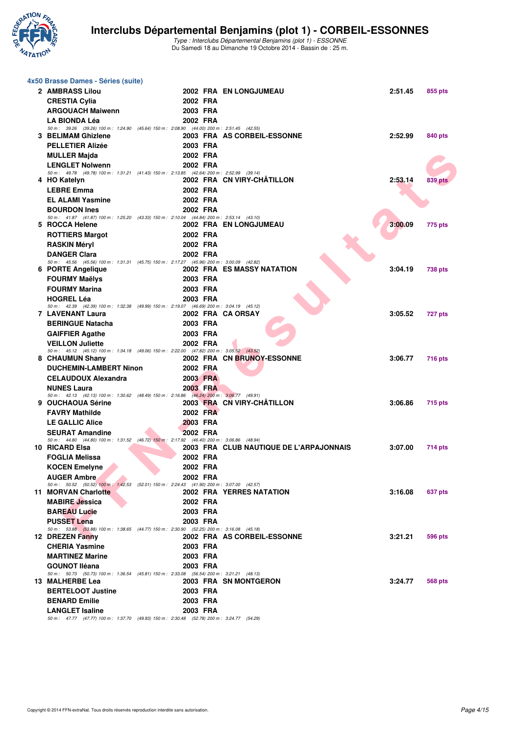# Interclubs Départemental Benjamins (plot 1) - CORBEIL-ESSONNES

*Type : Interclubs Départemental Benjamins (plot 1) - ESSONNE*
Du Samedi 18 au Dimanche 19 Octobre 2014 - Bassin de : 25 m.

## 4x50 Brasse Dames - Séries (suite)

| Rang | Nom | Année | Nat. | Club | Temps | Points |
|---|---|---|---|---|---|---|
| 2 | AMBRASS Lilou | 2002 | FRA | EN LONGJUMEAU | 2:51.45 | 855 pts |
| | CRESTIA Cylia | 2002 | FRA | | | |
| | ARGOUACH Maiwenn | 2003 | FRA | | | |
| | LA BIONDA Léa | 2002 | FRA | | | |
| | 50 m : 39.26 (39.26) 100 m : 1:24.90 (45.64) 150 m : 2:08.90 (44.00) 200 m : 2:51.45 (42.55) | | | | | |
| 3 | BELIMAM Ghizlene | 2003 | FRA | AS CORBEIL-ESSONNE | 2:52.99 | 840 pts |
| | PELLETIER Alizée | 2003 | FRA | | | |
| | MULLER Majda | 2002 | FRA | | | |
| | LENGLET Nolwenn | 2002 | FRA | | | |
| | 50 m : 49.78 (49.78) 100 m : 1:31.21 (41.43) 150 m : 2:13.85 (42.64) 200 m : 2:52.99 (39.14) | | | | | |
| 4 | HO Katelyn | 2002 | FRA | CN VIRY-CHÂTILLON | 2:53.14 | 839 pts |
| | LEBRE Emma | 2002 | FRA | | | |
| | EL ALAMI Yasmine | 2002 | FRA | | | |
| | BOURDON Ines | 2002 | FRA | | | |
| | 50 m : 41.87 (41.87) 100 m : 1:25.20 (43.33) 150 m : 2:10.04 (44.84) 200 m : 2:53.14 (43.10) | | | | | |
| 5 | ROCCA Helene | 2002 | FRA | EN LONGJUMEAU | 3:00.09 | 775 pts |
| | ROTTIERS Margot | 2002 | FRA | | | |
| | RASKIN Méryl | 2002 | FRA | | | |
| | DANGER Clara | 2002 | FRA | | | |
| | 50 m : 45.56 (45.56) 100 m : 1:31.31 (45.75) 150 m : 2:17.27 (45.96) 200 m : 3:00.09 (42.82) | | | | | |
| 6 | PORTE Angelique | 2002 | FRA | ES MASSY NATATION | 3:04.19 | 738 pts |
| | FOURMY Maëlys | 2003 | FRA | | | |
| | FOURMY Marina | 2003 | FRA | | | |
| | HOGREL Léa | 2003 | FRA | | | |
| | 50 m : 42.39 (42.39) 100 m : 1:32.38 (49.99) 150 m : 2:19.07 (46.69) 200 m : 3:04.19 (45.12) | | | | | |
| 7 | LAVENANT Laura | 2002 | FRA | CA ORSAY | 3:05.52 | 727 pts |
| | BERINGUE Natacha | 2003 | FRA | | | |
| | GAIFFIER Agathe | 2003 | FRA | | | |
| | VEILLON Juliette | 2002 | FRA | | | |
| | 50 m : 45.12 (45.12) 100 m : 1:34.18 (49.06) 150 m : 2:22.00 (47.82) 200 m : 3:05.52 (43.52) | | | | | |
| 8 | CHAUMUN Shany | 2002 | FRA | CN BRUNOY-ESSONNE | 3:06.77 | 716 pts |
| | DUCHEMIN-LAMBERT Ninon | 2002 | FRA | | | |
| | CELAUDOUX Alexandra | 2003 | FRA | | | |
| | NUNES Laura | 2003 | FRA | | | |
| | 50 m : 42.13 (42.13) 100 m : 1:30.62 (48.49) 150 m : 2:16.86 (46.24) 200 m : 3:06.77 (49.91) | | | | | |
| 9 | OUCHAOUA Sérine | 2003 | FRA | CN VIRY-CHÂTILLON | 3:06.86 | 715 pts |
| | FAVRY Mathilde | 2002 | FRA | | | |
| | LE GALLIC Alice | 2003 | FRA | | | |
| | SEURAT Amandine | 2002 | FRA | | | |
| | 50 m : 44.80 (44.80) 100 m : 1:31.52 (46.72) 150 m : 2:17.92 (46.40) 200 m : 3:06.86 (48.94) | | | | | |
| 10 | RICARD Elsa | 2003 | FRA | CLUB NAUTIQUE DE L'ARPAJONNAIS | 3:07.00 | 714 pts |
| | FOGLIA Melissa | 2002 | FRA | | | |
| | KOCEN Emelyne | 2002 | FRA | | | |
| | AUGER Ambre | 2002 | FRA | | | |
| | 50 m : 50.52 (50.52) 100 m : 1:42.53 (52.01) 150 m : 2:24.43 (41.90) 200 m : 3:07.00 (42.57) | | | | | |
| 11 | MORVAN Charlotte | 2002 | FRA | YERRES NATATION | 3:16.08 | 637 pts |
| | MABIRE Jessica | 2002 | FRA | | | |
| | BAREAU Lucie | 2003 | FRA | | | |
| | PUSSET Lena | 2003 | FRA | | | |
| | 50 m : 53.88 (53.88) 100 m : 1:38.65 (44.77) 150 m : 2:30.90 (52.25) 200 m : 3:16.08 (45.18) | | | | | |
| 12 | DREZEN Fanny | 2002 | FRA | AS CORBEIL-ESSONNE | 3:21.21 | 596 pts |
| | CHERIA Yasmine | 2003 | FRA | | | |
| | MARTINEZ Marine | 2003 | FRA | | | |
| | GOUNOT Iléana | 2003 | FRA | | | |
| | 50 m : 50.73 (50.73) 100 m : 1:36.54 (45.81) 150 m : 2:33.08 (56.54) 200 m : 3:21.21 (48.13) | | | | | |
| 13 | MALHERBE Lea | 2003 | FRA | SN MONTGERON | 3:24.77 | 568 pts |
| | BERTELOOT Justine | 2003 | FRA | | | |
| | BENARD Emilie | 2003 | FRA | | | |
| | LANGLET Isaline | 2003 | FRA | | | |
| | 50 m : 47.77 (47.77) 100 m : 1:37.70 (49.93) 150 m : 2:30.48 (52.78) 200 m : 3:24.77 (54.29) | | | | | |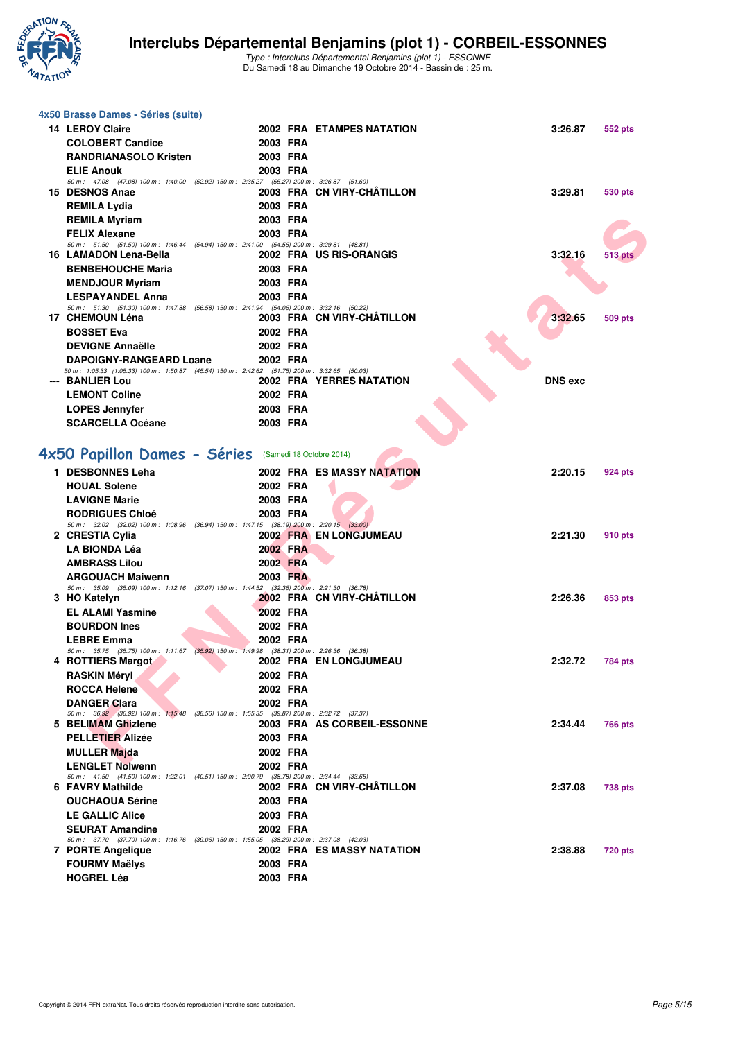# Interclubs Départemental Benjamins (plot 1) - CORBEIL-ESSONNES

*Type : Interclubs Départemental Benjamins (plot 1) - ESSONNE*
Du Samedi 18 au Dimanche 19 Octobre 2014 - Bassin de : 25 m.

### 4x50 Brasse Dames - Séries (suite)

| | Nom | Année | Nat. | Club | Temps | Points |
|---|---|---|---|---|---|---|
| 14 | LEROY Claire | 2002 | FRA | ETAMPES NATATION | 3:26.87 | 552 pts |
| | COLOBERT Candice | 2003 | FRA | | | |
| | RANDRIANASOLO Kristen | 2003 | FRA | | | |
| | ELIE Anouk | 2003 | FRA | | | |
| | *50 m : 47.08 (47.08) 100 m : 1:40.00 (52.92) 150 m : 2:35.27 (55.27) 200 m : 3:26.87 (51.60)* | | | | | |
| 15 | DESNOS Anae | 2003 | FRA | CN VIRY-CHÂTILLON | 3:29.81 | 530 pts |
| | REMILA Lydia | 2003 | FRA | | | |
| | REMILA Myriam | 2003 | FRA | | | |
| | FELIX Alexane | 2003 | FRA | | | |
| | *50 m : 51.50 (51.50) 100 m : 1:46.44 (54.94) 150 m : 2:41.00 (54.56) 200 m : 3:29.81 (48.81)* | | | | | |
| 16 | LAMADON Lena-Bella | 2002 | FRA | US RIS-ORANGIS | 3:32.16 | 513 pts |
| | BENBEHOUCHE Maria | 2003 | FRA | | | |
| | MENDJOUR Myriam | 2003 | FRA | | | |
| | LESPAYANDEL Anna | 2003 | FRA | | | |
| | *50 m : 51.30 (51.30) 100 m : 1:47.88 (56.58) 150 m : 2:41.94 (54.06) 200 m : 3:32.16 (50.22)* | | | | | |
| 17 | CHEMOUN Léna | 2003 | FRA | CN VIRY-CHÂTILLON | 3:32.65 | 509 pts |
| | BOSSET Eva | 2002 | FRA | | | |
| | DEVIGNE Annaëlle | 2002 | FRA | | | |
| | DAPOIGNY-RANGEARD Loane | 2002 | FRA | | | |
| | *50 m : 1:05.33 (1:05.33) 100 m : 1:50.87 (45.54) 150 m : 2:42.62 (51.75) 200 m : 3:32.65 (50.03)* | | | | | |
| --- | BANLIER Lou | 2002 | FRA | YERRES NATATION | DNS exc | |
| | LEMONT Coline | 2002 | FRA | | | |
| | LOPES Jennyfer | 2003 | FRA | | | |
| | SCARCELLA Océane | 2003 | FRA | | | |

## 4x50 Papillon Dames - Séries (Samedi 18 Octobre 2014)

| | Nom | Année | Nat. | Club | Temps | Points |
|---|---|---|---|---|---|---|
| 1 | DESBONNES Leha | 2002 | FRA | ES MASSY NATATION | 2:20.15 | 924 pts |
| | HOUAL Solene | 2002 | FRA | | | |
| | LAVIGNE Marie | 2003 | FRA | | | |
| | RODRIGUES Chloé | 2003 | FRA | | | |
| | *50 m : 32.02 (32.02) 100 m : 1:08.96 (36.94) 150 m : 1:47.15 (38.19) 200 m : 2:20.15 (33.00)* | | | | | |
| 2 | CRESTIA Cylia | 2002 | FRA | EN LONGJUMEAU | 2:21.30 | 910 pts |
| | LA BIONDA Léa | 2002 | FRA | | | |
| | AMBRASS Lilou | 2002 | FRA | | | |
| | ARGOUACH Maiwenn | 2003 | FRA | | | |
| | *50 m : 35.09 (35.09) 100 m : 1:12.16 (37.07) 150 m : 1:44.52 (32.36) 200 m : 2:21.30 (36.78)* | | | | | |
| 3 | HO Katelyn | 2002 | FRA | CN VIRY-CHÂTILLON | 2:26.36 | 853 pts |
| | EL ALAMI Yasmine | 2002 | FRA | | | |
| | BOURDON Ines | 2002 | FRA | | | |
| | LEBRE Emma | 2002 | FRA | | | |
| | *50 m : 35.75 (35.75) 100 m : 1:11.67 (35.92) 150 m : 1:49.98 (38.31) 200 m : 2:26.36 (36.38)* | | | | | |
| 4 | ROTTIERS Margot | 2002 | FRA | EN LONGJUMEAU | 2:32.72 | 784 pts |
| | RASKIN Méryl | 2002 | FRA | | | |
| | ROCCA Helene | 2002 | FRA | | | |
| | DANGER Clara | 2002 | FRA | | | |
| | *50 m : 36.92 (36.92) 100 m : 1:15.48 (38.56) 150 m : 1:55.35 (39.87) 200 m : 2:32.72 (37.37)* | | | | | |
| 5 | BELIMAM Ghizlene | 2003 | FRA | AS CORBEIL-ESSONNE | 2:34.44 | 766 pts |
| | PELLETIER Alizée | 2003 | FRA | | | |
| | MULLER Majda | 2002 | FRA | | | |
| | LENGLET Nolwenn | 2002 | FRA | | | |
| | *50 m : 41.50 (41.50) 100 m : 1:22.01 (40.51) 150 m : 2:00.79 (38.78) 200 m : 2:34.44 (33.65)* | | | | | |
| 6 | FAVRY Mathilde | 2002 | FRA | CN VIRY-CHÂTILLON | 2:37.08 | 738 pts |
| | OUCHAOUA Sérine | 2003 | FRA | | | |
| | LE GALLIC Alice | 2003 | FRA | | | |
| | SEURAT Amandine | 2002 | FRA | | | |
| | *50 m : 37.70 (37.70) 100 m : 1:16.76 (39.06) 150 m : 1:55.05 (38.29) 200 m : 2:37.08 (42.03)* | | | | | |
| 7 | PORTE Angelique | 2002 | FRA | ES MASSY NATATION | 2:38.88 | 720 pts |
| | FOURMY Maëlys | 2003 | FRA | | | |
| | HOGREL Léa | 2003 | FRA | | | |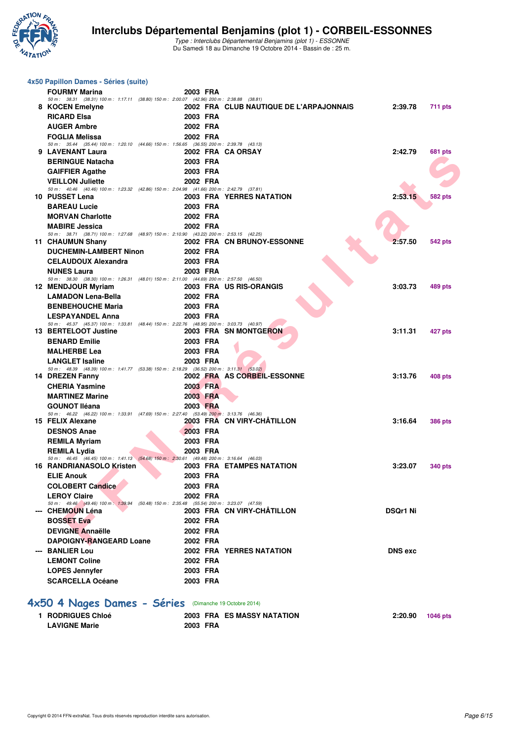# Interclubs Départemental Benjamins (plot 1) - CORBEIL-ESSONNES

*Type : Interclubs Départemental Benjamins (plot 1) - ESSONNE*
Du Samedi 18 au Dimanche 19 Octobre 2014 - Bassin de : 25 m.

## 4x50 Papillon Dames - Séries (suite)

| Place | Nom | Année | Nat. | Club | Temps | Points |
|---|---|---|---|---|---|---|
| | FOURMY Marina | 2003 | FRA | | | |
| | *50 m : 38.31 (38.31) 100 m : 1:17.11 (38.80) 150 m : 2:00.07 (42.96) 200 m : 2:38.88 (38.81)* | | | | | |
| 8 | KOCEN Emelyne | 2002 | FRA | CLUB NAUTIQUE DE L'ARPAJONNAIS | 2:39.78 | 711 pts |
| | RICARD Elsa | 2003 | FRA | | | |
| | AUGER Ambre | 2002 | FRA | | | |
| | FOGLIA Melissa | 2002 | FRA | | | |
| | *50 m : 35.44 (35.44) 100 m : 1:20.10 (44.66) 150 m : 1:56.65 (36.55) 200 m : 2:39.78 (43.13)* | | | | | |
| 9 | LAVENANT Laura | 2002 | FRA | CA ORSAY | 2:42.79 | 681 pts |
| | BERINGUE Natacha | 2003 | FRA | | | |
| | GAIFFIER Agathe | 2003 | FRA | | | |
| | VEILLON Juliette | 2002 | FRA | | | |
| | *50 m : 40.46 (40.46) 100 m : 1:23.32 (42.86) 150 m : 2:04.98 (41.66) 200 m : 2:42.79 (37.81)* | | | | | |
| 10 | PUSSET Lena | 2003 | FRA | YERRES NATATION | 2:53.15 | 582 pts |
| | BAREAU Lucie | 2003 | FRA | | | |
| | MORVAN Charlotte | 2002 | FRA | | | |
| | MABIRE Jessica | 2002 | FRA | | | |
| | *50 m : 38.71 (38.71) 100 m : 1:27.68 (48.97) 150 m : 2:10.90 (43.22) 200 m : 2:53.15 (42.25)* | | | | | |
| 11 | CHAUMUN Shany | 2002 | FRA | CN BRUNOY-ESSONNE | 2:57.50 | 542 pts |
| | DUCHEMIN-LAMBERT Ninon | 2002 | FRA | | | |
| | CELAUDOUX Alexandra | 2003 | FRA | | | |
| | NUNES Laura | 2003 | FRA | | | |
| | *50 m : 38.30 (38.30) 100 m : 1:26.31 (48.01) 150 m : 2:11.00 (44.69) 200 m : 2:57.50 (46.50)* | | | | | |
| 12 | MENDJOUR Myriam | 2003 | FRA | US RIS-ORANGIS | 3:03.73 | 489 pts |
| | LAMADON Lena-Bella | 2002 | FRA | | | |
| | BENBEHOUCHE Maria | 2003 | FRA | | | |
| | LESPAYANDEL Anna | 2003 | FRA | | | |
| | *50 m : 45.37 (45.37) 100 m : 1:33.81 (48.44) 150 m : 2:22.76 (48.95) 200 m : 3:03.73 (40.97)* | | | | | |
| 13 | BERTELOOT Justine | 2003 | FRA | SN MONTGERON | 3:11.31 | 427 pts |
| | BENARD Emilie | 2003 | FRA | | | |
| | MALHERBE Lea | 2003 | FRA | | | |
| | LANGLET Isaline | 2003 | FRA | | | |
| | *50 m : 48.39 (48.39) 100 m : 1:41.77 (53.38) 150 m : 2:18.29 (36.52) 200 m : 3:11.31 (53.02)* | | | | | |
| 14 | DREZEN Fanny | 2002 | FRA | AS CORBEIL-ESSONNE | 3:13.76 | 408 pts |
| | CHERIA Yasmine | 2003 | FRA | | | |
| | MARTINEZ Marine | 2003 | FRA | | | |
| | GOUNOT Iléana | 2003 | FRA | | | |
| | *50 m : 46.22 (46.22) 100 m : 1:33.91 (47.69) 150 m : 2:27.40 (53.49) 200 m : 3:13.76 (46.36)* | | | | | |
| 15 | FELIX Alexane | 2003 | FRA | CN VIRY-CHÂTILLON | 3:16.64 | 386 pts |
| | DESNOS Anae | 2003 | FRA | | | |
| | REMILA Myriam | 2003 | FRA | | | |
| | REMILA Lydia | 2003 | FRA | | | |
| | *50 m : 46.45 (46.45) 100 m : 1:41.13 (54.68) 150 m : 2:30.61 (49.48) 200 m : 3:16.64 (46.03)* | | | | | |
| 16 | RANDRIANASOLO Kristen | 2003 | FRA | ETAMPES NATATION | 3:23.07 | 340 pts |
| | ELIE Anouk | 2003 | FRA | | | |
| | COLOBERT Candice | 2003 | FRA | | | |
| | LEROY Claire | 2002 | FRA | | | |
| | *50 m : 49.46 (49.46) 100 m : 1:39.94 (50.48) 150 m : 2:35.48 (55.54) 200 m : 3:23.07 (47.59)* | | | | | |
| --- | CHEMOUN Léna | 2003 | FRA | CN VIRY-CHÂTILLON | DSQr1 Ni | |
| | BOSSET Eva | 2002 | FRA | | | |
| | DEVIGNE Annaëlle | 2002 | FRA | | | |
| | DAPOIGNY-RANGEARD Loane | 2002 | FRA | | | |
| --- | BANLIER Lou | 2002 | FRA | YERRES NATATION | DNS exc | |
| | LEMONT Coline | 2002 | FRA | | | |
| | LOPES Jennyfer | 2003 | FRA | | | |
| | SCARCELLA Océane | 2003 | FRA | | | |

## 4x50 4 Nages Dames - Séries (Dimanche 19 Octobre 2014)

| Place | Nom | Année | Nat. | Club | Temps | Points |
|---|---|---|---|---|---|---|
| 1 | RODRIGUES Chloé | 2003 | FRA | ES MASSY NATATION | 2:20.90 | 1046 pts |
| | LAVIGNE Marie | 2003 | FRA | | | |

Copyright © 2014 FFN-extraNat. Tous droits réservés reproduction interdite sans autorisation.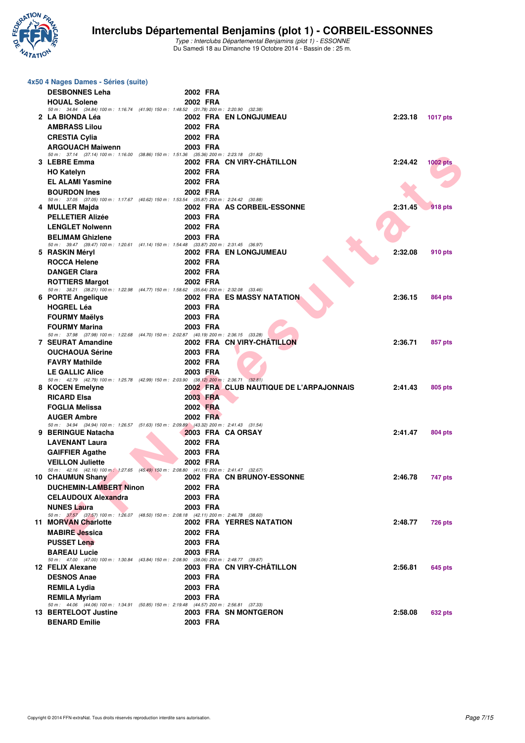# Interclubs Départemental Benjamins (plot 1) - CORBEIL-ESSONNES

*Type : Interclubs Départemental Benjamins (plot 1) - ESSONNE*
Du Samedi 18 au Dimanche 19 Octobre 2014 - Bassin de : 25 m.

## 4x50 4 Nages Dames - Séries (suite)

| Rang | Nom | Année | Nat. | Club | Temps | Points |
|---|---|---|---|---|---|---|
| | **DESBONNES Leha** | 2002 | FRA | | | |
| | **HOUAL Solene** | 2002 | FRA | | | |
| | *50 m : 34.84 (34.84) 100 m : 1:16.74 (41.90) 150 m : 1:48.52 (31.78) 200 m : 2:20.90 (32.38)* | | | | | |
| 2 | **LA BIONDA Léa** | 2002 | FRA | EN LONGJUMEAU | 2:23.18 | 1017 pts |
| | **AMBRASS Lilou** | 2002 | FRA | | | |
| | **CRESTIA Cylia** | 2002 | FRA | | | |
| | **ARGOUACH Maiwenn** | 2003 | FRA | | | |
| | *50 m : 37.14 (37.14) 100 m : 1:16.00 (38.86) 150 m : 1:51.36 (35.36) 200 m : 2:23.18 (31.82)* | | | | | |
| 3 | **LEBRE Emma** | 2002 | FRA | CN VIRY-CHÂTILLON | 2:24.42 | 1002 pts |
| | **HO Katelyn** | 2002 | FRA | | | |
| | **EL ALAMI Yasmine** | 2002 | FRA | | | |
| | **BOURDON Ines** | 2002 | FRA | | | |
| | *50 m : 37.05 (37.05) 100 m : 1:17.67 (40.62) 150 m : 1:53.54 (35.87) 200 m : 2:24.42 (30.88)* | | | | | |
| 4 | **MULLER Majda** | 2002 | FRA | AS CORBEIL-ESSONNE | 2:31.45 | 918 pts |
| | **PELLETIER Alizée** | 2003 | FRA | | | |
| | **LENGLET Nolwenn** | 2002 | FRA | | | |
| | **BELIMAM Ghizlene** | 2003 | FRA | | | |
| | *50 m : 39.47 (39.47) 100 m : 1:20.61 (41.14) 150 m : 1:54.48 (33.87) 200 m : 2:31.45 (36.97)* | | | | | |
| 5 | **RASKIN Méryl** | 2002 | FRA | EN LONGJUMEAU | 2:32.08 | 910 pts |
| | **ROCCA Helene** | 2002 | FRA | | | |
| | **DANGER Clara** | 2002 | FRA | | | |
| | **ROTTIERS Margot** | 2002 | FRA | | | |
| | *50 m : 38.21 (38.21) 100 m : 1:22.98 (44.77) 150 m : 1:58.62 (35.64) 200 m : 2:32.08 (33.46)* | | | | | |
| 6 | **PORTE Angelique** | 2002 | FRA | ES MASSY NATATION | 2:36.15 | 864 pts |
| | **HOGREL Léa** | 2003 | FRA | | | |
| | **FOURMY Maëlys** | 2003 | FRA | | | |
| | **FOURMY Marina** | 2003 | FRA | | | |
| | *50 m : 37.98 (37.98) 100 m : 1:22.68 (44.70) 150 m : 2:02.87 (40.19) 200 m : 2:36.15 (33.28)* | | | | | |
| 7 | **SEURAT Amandine** | 2002 | FRA | CN VIRY-CHÂTILLON | 2:36.71 | 857 pts |
| | **OUCHAOUA Sérine** | 2003 | FRA | | | |
| | **FAVRY Mathilde** | 2002 | FRA | | | |
| | **LE GALLIC Alice** | 2003 | FRA | | | |
| | *50 m : 42.79 (42.79) 100 m : 1:25.78 (42.99) 150 m : 2:03.90 (38.12) 200 m : 2:36.71 (32.81)* | | | | | |
| 8 | **KOCEN Emelyne** | 2002 | FRA | CLUB NAUTIQUE DE L'ARPAJONNAIS | 2:41.43 | 805 pts |
| | **RICARD Elsa** | 2003 | FRA | | | |
| | **FOGLIA Melissa** | 2002 | FRA | | | |
| | **AUGER Ambre** | 2002 | FRA | | | |
| | *50 m : 34.94 (34.94) 100 m : 1:26.57 (51.63) 150 m : 2:09.89 (43.32) 200 m : 2:41.43 (31.54)* | | | | | |
| 9 | **BERINGUE Natacha** | 2003 | FRA | CA ORSAY | 2:41.47 | 804 pts |
| | **LAVENANT Laura** | 2002 | FRA | | | |
| | **GAIFFIER Agathe** | 2003 | FRA | | | |
| | **VEILLON Juliette** | 2002 | FRA | | | |
| | *50 m : 42.16 (42.16) 100 m : 1:27.65 (45.49) 150 m : 2:08.80 (41.15) 200 m : 2:41.47 (32.67)* | | | | | |
| 10 | **CHAUMUN Shany** | 2002 | FRA | CN BRUNOY-ESSONNE | 2:46.78 | 747 pts |
| | **DUCHEMIN-LAMBERT Ninon** | 2002 | FRA | | | |
| | **CELAUDOUX Alexandra** | 2003 | FRA | | | |
| | **NUNES Laura** | 2003 | FRA | | | |
| | *50 m : 37.57 (37.57) 100 m : 1:26.07 (48.50) 150 m : 2:08.18 (42.11) 200 m : 2:46.78 (38.60)* | | | | | |
| 11 | **MORVAN Charlotte** | 2002 | FRA | YERRES NATATION | 2:48.77 | 726 pts |
| | **MABIRE Jessica** | 2002 | FRA | | | |
| | **PUSSET Lena** | 2003 | FRA | | | |
| | **BAREAU Lucie** | 2003 | FRA | | | |
| | *50 m : 47.00 (47.00) 100 m : 1:30.84 (43.84) 150 m : 2:08.90 (38.06) 200 m : 2:48.77 (39.87)* | | | | | |
| 12 | **FELIX Alexane** | 2003 | FRA | CN VIRY-CHÂTILLON | 2:56.81 | 645 pts |
| | **DESNOS Anae** | 2003 | FRA | | | |
| | **REMILA Lydia** | 2003 | FRA | | | |
| | **REMILA Myriam** | 2003 | FRA | | | |
| | *50 m : 44.06 (44.06) 100 m : 1:34.91 (50.85) 150 m : 2:19.48 (44.57) 200 m : 2:56.81 (37.33)* | | | | | |
| 13 | **BERTELOOT Justine** | 2003 | FRA | SN MONTGERON | 2:58.08 | 632 pts |
| | **BENARD Emilie** | 2003 | FRA | | | |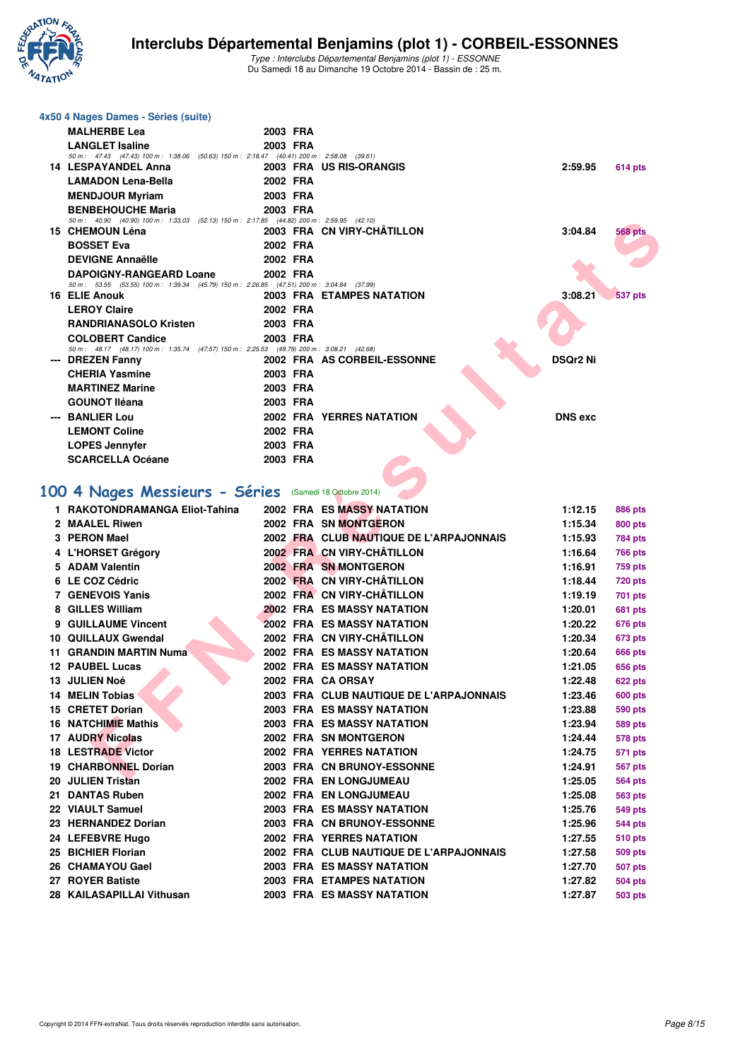### 4x50 4 Nages Dames - Séries (suite)

| | | | | | |
|---|---|---|---|---|---|
| | MALHERBE Lea | 2003 FRA | | | |
| | LANGLET Isaline | 2003 FRA | | | |
| | 50 m : 47.43 (47.43) 100 m : 1:38.06 (50.63) 150 m : 2:18.47 (40.41) 200 m : 2:58.08 (39.61) | | | | |
| 14 | LESPAYANDEL Anna | 2003 FRA | US RIS-ORANGIS | 2:59.95 | 614 pts |
| | LAMADON Lena-Bella | 2002 FRA | | | |
| | MENDJOUR Myriam | 2003 FRA | | | |
| | BENBEHOUCHE Maria | 2003 FRA | | | |
| | 50 m : 40.90 (40.90) 100 m : 1:33.03 (52.13) 150 m : 2:17.85 (44.82) 200 m : 2:59.95 (42.10) | | | | |
| 15 | CHEMOUN Léna | 2003 FRA | CN VIRY-CHÂTILLON | 3:04.84 | 568 pts |
| | BOSSET Eva | 2002 FRA | | | |
| | DEVIGNE Annaëlle | 2002 FRA | | | |
| | DAPOIGNY-RANGEARD Loane | 2002 FRA | | | |
| | 50 m : 53.55 (53.55) 100 m : 1:39.34 (45.79) 150 m : 2:26.85 (47.51) 200 m : 3:04.84 (37.99) | | | | |
| 16 | ELIE Anouk | 2003 FRA | ETAMPES NATATION | 3:08.21 | 537 pts |
| | LEROY Claire | 2002 FRA | | | |
| | RANDRIANASOLO Kristen | 2003 FRA | | | |
| | COLOBERT Candice | 2003 FRA | | | |
| | 50 m : 48.17 (48.17) 100 m : 1:35.74 (47.57) 150 m : 2:25.53 (49.79) 200 m : 3:08.21 (42.68) | | | | |
| --- | DREZEN Fanny | 2002 FRA | AS CORBEIL-ESSONNE | DSQr2 Ni | |
| | CHERIA Yasmine | 2003 FRA | | | |
| | MARTINEZ Marine | 2003 FRA | | | |
| | GOUNOT Iléana | 2003 FRA | | | |
| --- | BANLIER Lou | 2002 FRA | YERRES NATATION | DNS exc | |
| | LEMONT Coline | 2002 FRA | | | |
| | LOPES Jennyfer | 2003 FRA | | | |
| | SCARCELLA Océane | 2003 FRA | | | |

## 100 4 Nages Messieurs - Séries (Samedi 18 Octobre 2014)

| | | | | | |
|---|---|---|---|---|---|
| 1 | RAKOTONDRAMANGA Eliot-Tahina | 2002 FRA | ES MASSY NATATION | 1:12.15 | 886 pts |
| 2 | MAALEL Riwen | 2002 FRA | SN MONTGERON | 1:15.34 | 800 pts |
| 3 | PERON Mael | 2002 FRA | CLUB NAUTIQUE DE L'ARPAJONNAIS | 1:15.93 | 784 pts |
| 4 | L'HORSET Grégory | 2002 FRA | CN VIRY-CHÂTILLON | 1:16.64 | 766 pts |
| 5 | ADAM Valentin | 2002 FRA | SN MONTGERON | 1:16.91 | 759 pts |
| 6 | LE COZ Cédric | 2002 FRA | CN VIRY-CHÂTILLON | 1:18.44 | 720 pts |
| 7 | GENEVOIS Yanis | 2002 FRA | CN VIRY-CHÂTILLON | 1:19.19 | 701 pts |
| 8 | GILLES William | 2002 FRA | ES MASSY NATATION | 1:20.01 | 681 pts |
| 9 | GUILLAUME Vincent | 2002 FRA | ES MASSY NATATION | 1:20.22 | 676 pts |
| 10 | QUILLAUX Gwendal | 2002 FRA | CN VIRY-CHÂTILLON | 1:20.34 | 673 pts |
| 11 | GRANDIN MARTIN Numa | 2002 FRA | ES MASSY NATATION | 1:20.64 | 666 pts |
| 12 | PAUBEL Lucas | 2002 FRA | ES MASSY NATATION | 1:21.05 | 656 pts |
| 13 | JULIEN Noé | 2002 FRA | CA ORSAY | 1:22.48 | 622 pts |
| 14 | MELIN Tobias | 2003 FRA | CLUB NAUTIQUE DE L'ARPAJONNAIS | 1:23.46 | 600 pts |
| 15 | CRETET Dorian | 2003 FRA | ES MASSY NATATION | 1:23.88 | 590 pts |
| 16 | NATCHIMIE Mathis | 2003 FRA | ES MASSY NATATION | 1:23.94 | 589 pts |
| 17 | AUDRY Nicolas | 2002 FRA | SN MONTGERON | 1:24.44 | 578 pts |
| 18 | LESTRADE Victor | 2002 FRA | YERRES NATATION | 1:24.75 | 571 pts |
| 19 | CHARBONNEL Dorian | 2003 FRA | CN BRUNOY-ESSONNE | 1:24.91 | 567 pts |
| 20 | JULIEN Tristan | 2002 FRA | EN LONGJUMEAU | 1:25.05 | 564 pts |
| 21 | DANTAS Ruben | 2002 FRA | EN LONGJUMEAU | 1:25.08 | 563 pts |
| 22 | VIAULT Samuel | 2003 FRA | ES MASSY NATATION | 1:25.76 | 549 pts |
| 23 | HERNANDEZ Dorian | 2003 FRA | CN BRUNOY-ESSONNE | 1:25.96 | 544 pts |
| 24 | LEFEBVRE Hugo | 2002 FRA | YERRES NATATION | 1:27.55 | 510 pts |
| 25 | BICHIER Florian | 2002 FRA | CLUB NAUTIQUE DE L'ARPAJONNAIS | 1:27.58 | 509 pts |
| 26 | CHAMAYOU Gael | 2003 FRA | ES MASSY NATATION | 1:27.70 | 507 pts |
| 27 | ROYER Batiste | 2003 FRA | ETAMPES NATATION | 1:27.82 | 504 pts |
| 28 | KAILASAPILLAI Vithusan | 2003 FRA | ES MASSY NATATION | 1:27.87 | 503 pts |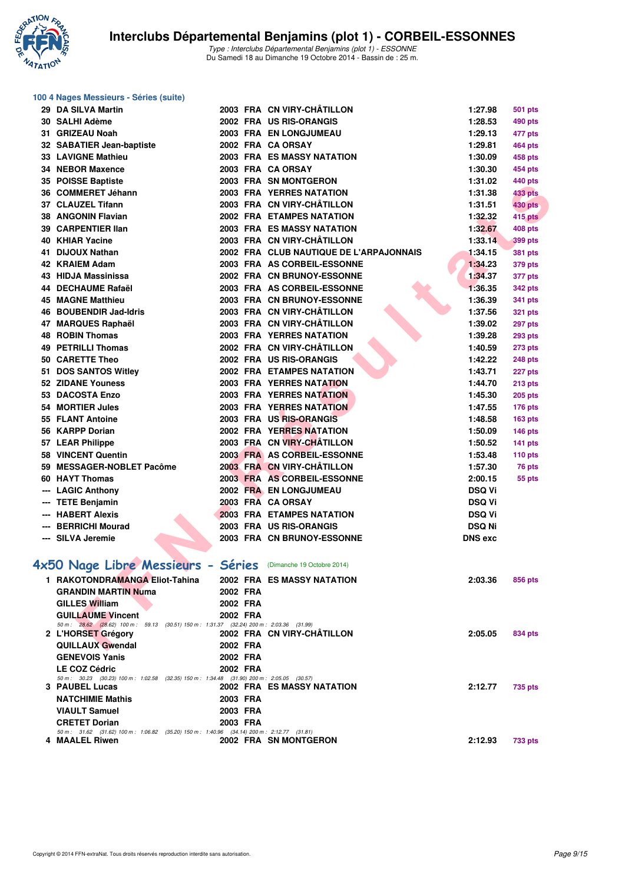# Interclubs Départemental Benjamins (plot 1) - CORBEIL-ESSONNES

*Type : Interclubs Départemental Benjamins (plot 1) - ESSONNE*
Du Samedi 18 au Dimanche 19 Octobre 2014 - Bassin de : 25 m.

## 100 4 Nages Messieurs - Séries (suite)

| | Nom | Année | Nat. | Club | Temps | Points |
|---|---|---|---|---|---|---|
| 29 | DA SILVA Martin | 2003 | FRA | CN VIRY-CHÂTILLON | 1:27.98 | 501 pts |
| 30 | SALHI Adème | 2002 | FRA | US RIS-ORANGIS | 1:28.53 | 490 pts |
| 31 | GRIZEAU Noah | 2003 | FRA | EN LONGJUMEAU | 1:29.13 | 477 pts |
| 32 | SABATIER Jean-baptiste | 2002 | FRA | CA ORSAY | 1:29.81 | 464 pts |
| 33 | LAVIGNE Mathieu | 2003 | FRA | ES MASSY NATATION | 1:30.09 | 458 pts |
| 34 | NEBOR Maxence | 2003 | FRA | CA ORSAY | 1:30.30 | 454 pts |
| 35 | POISSE Baptiste | 2003 | FRA | SN MONTGERON | 1:31.02 | 440 pts |
| 36 | COMMERET Jéhann | 2003 | FRA | YERRES NATATION | 1:31.38 | 433 pts |
| 37 | CLAUZEL Tifann | 2003 | FRA | CN VIRY-CHÂTILLON | 1:31.51 | 430 pts |
| 38 | ANGONIN Flavian | 2002 | FRA | ETAMPES NATATION | 1:32.32 | 415 pts |
| 39 | CARPENTIER Ilan | 2003 | FRA | ES MASSY NATATION | 1:32.67 | 408 pts |
| 40 | KHIAR Yacine | 2003 | FRA | CN VIRY-CHÂTILLON | 1:33.14 | 399 pts |
| 41 | DIJOUX Nathan | 2002 | FRA | CLUB NAUTIQUE DE L'ARPAJONNAIS | 1:34.15 | 381 pts |
| 42 | KRAIEM Adam | 2003 | FRA | AS CORBEIL-ESSONNE | 1:34.23 | 379 pts |
| 43 | HIDJA Massinissa | 2002 | FRA | CN BRUNOY-ESSONNE | 1:34.37 | 377 pts |
| 44 | DECHAUME Rafaël | 2003 | FRA | AS CORBEIL-ESSONNE | 1:36.35 | 342 pts |
| 45 | MAGNE Matthieu | 2003 | FRA | CN BRUNOY-ESSONNE | 1:36.39 | 341 pts |
| 46 | BOUBENDIR Jad-Idris | 2003 | FRA | CN VIRY-CHÂTILLON | 1:37.56 | 321 pts |
| 47 | MARQUES Raphaël | 2003 | FRA | CN VIRY-CHÂTILLON | 1:39.02 | 297 pts |
| 48 | ROBIN Thomas | 2003 | FRA | YERRES NATATION | 1:39.28 | 293 pts |
| 49 | PETRILLI Thomas | 2002 | FRA | CN VIRY-CHÂTILLON | 1:40.59 | 273 pts |
| 50 | CARETTE Theo | 2002 | FRA | US RIS-ORANGIS | 1:42.22 | 248 pts |
| 51 | DOS SANTOS Witley | 2002 | FRA | ETAMPES NATATION | 1:43.71 | 227 pts |
| 52 | ZIDANE Youness | 2003 | FRA | YERRES NATATION | 1:44.70 | 213 pts |
| 53 | DACOSTA Enzo | 2003 | FRA | YERRES NATATION | 1:45.30 | 205 pts |
| 54 | MORTIER Jules | 2003 | FRA | YERRES NATATION | 1:47.55 | 176 pts |
| 55 | FLANT Antoine | 2003 | FRA | US RIS-ORANGIS | 1:48.58 | 163 pts |
| 56 | KARPP Dorian | 2002 | FRA | YERRES NATATION | 1:50.09 | 146 pts |
| 57 | LEAR Philippe | 2003 | FRA | CN VIRY-CHÂTILLON | 1:50.52 | 141 pts |
| 58 | VINCENT Quentin | 2003 | FRA | AS CORBEIL-ESSONNE | 1:53.48 | 110 pts |
| 59 | MESSAGER-NOBLET Pacôme | 2003 | FRA | CN VIRY-CHÂTILLON | 1:57.30 | 76 pts |
| 60 | HAYT Thomas | 2003 | FRA | AS CORBEIL-ESSONNE | 2:00.15 | 55 pts |
| --- | LAGIC Anthony | 2002 | FRA | EN LONGJUMEAU | DSQ Vi | |
| --- | TETE Benjamin | 2003 | FRA | CA ORSAY | DSQ Vi | |
| --- | HABERT Alexis | 2003 | FRA | ETAMPES NATATION | DSQ Vi | |
| --- | BERRICHI Mourad | 2003 | FRA | US RIS-ORANGIS | DSQ Ni | |
| --- | SILVA Jeremie | 2003 | FRA | CN BRUNOY-ESSONNE | DNS exc | |

## 4x50 Nage Libre Messieurs - Séries (Dimanche 19 Octobre 2014)

| | Nom | Année | Nat. | Club | Temps | Points |
|---|---|---|---|---|---|---|
| 1 | RAKOTONDRAMANGA Eliot-Tahina | 2002 | FRA | ES MASSY NATATION | 2:03.36 | 856 pts |
| | GRANDIN MARTIN Numa | 2002 | FRA | | | |
| | GILLES William | 2002 | FRA | | | |
| | GUILLAUME Vincent | 2002 | FRA | | | |
| | *50 m : 28.62 (28.62) 100 m : 59.13 (30.51) 150 m : 1:31.37 (32.24) 200 m : 2:03.36 (31.99)* | | | | | |
| 2 | L'HORSET Grégory | 2002 | FRA | CN VIRY-CHÂTILLON | 2:05.05 | 834 pts |
| | QUILLAUX Gwendal | 2002 | FRA | | | |
| | GENEVOIS Yanis | 2002 | FRA | | | |
| | LE COZ Cédric | 2002 | FRA | | | |
| | *50 m : 30.23 (30.23) 100 m : 1:02.58 (32.35) 150 m : 1:34.48 (31.90) 200 m : 2:05.05 (30.57)* | | | | | |
| 3 | PAUBEL Lucas | 2002 | FRA | ES MASSY NATATION | 2:12.77 | 735 pts |
| | NATCHIMIE Mathis | 2003 | FRA | | | |
| | VIAULT Samuel | 2003 | FRA | | | |
| | CRETET Dorian | 2003 | FRA | | | |
| | *50 m : 31.62 (31.62) 100 m : 1:06.82 (35.20) 150 m : 1:40.96 (34.14) 200 m : 2:12.77 (31.81)* | | | | | |
| 4 | MAALEL Riwen | 2002 | FRA | SN MONTGERON | 2:12.93 | 733 pts |

Copyright © 2014 FFN-extraNat. Tous droits réservés reproduction interdite sans autorisation.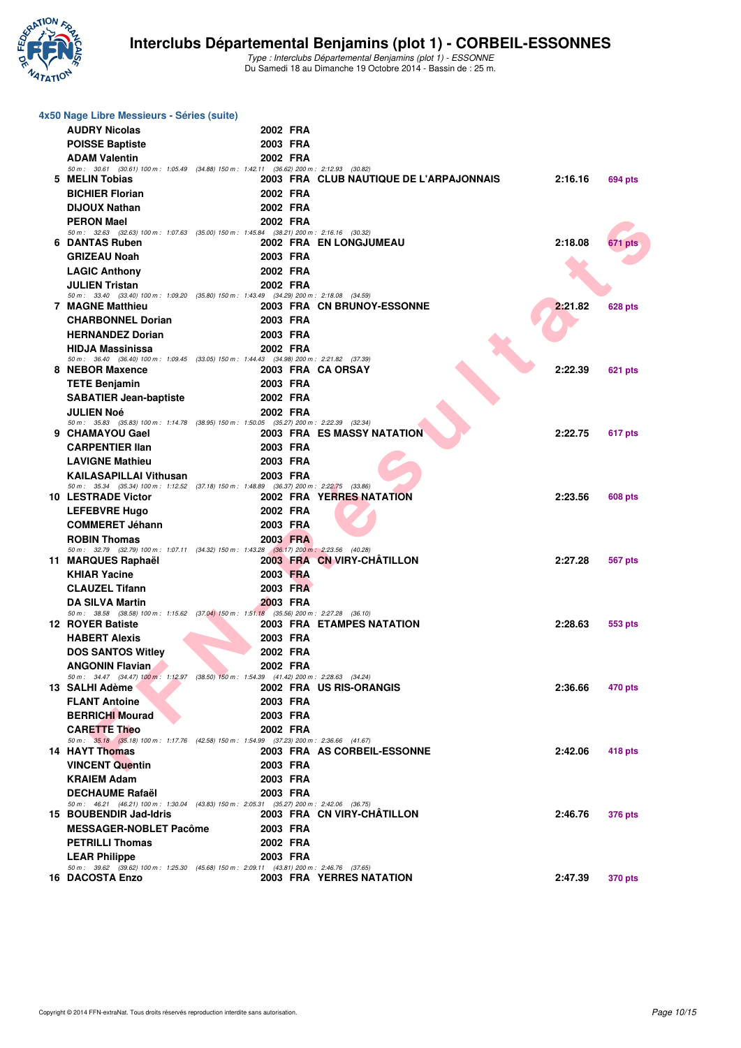# Interclubs Départemental Benjamins (plot 1) - CORBEIL-ESSONNES

*Type : Interclubs Départemental Benjamins (plot 1) - ESSONNE*
Du Samedi 18 au Dimanche 19 Octobre 2014 - Bassin de : 25 m.

## 4x50 Nage Libre Messieurs - Séries (suite)

| Place | Nom | Année | Nat. | Club | Temps | Points |
|---|---|---|---|---|---|---|
| | AUDRY Nicolas | 2002 | FRA | | | |
| | POISSE Baptiste | 2003 | FRA | | | |
| | ADAM Valentin | 2002 | FRA | | | |
| | *50 m : 30.61 (30.61) 100 m : 1:05.49 (34.88) 150 m : 1:42.11 (36.62) 200 m : 2:12.93 (30.82)* | | | | | |
| 5 | MELIN Tobias | 2003 | FRA | CLUB NAUTIQUE DE L'ARPAJONNAIS | 2:16.16 | 694 pts |
| | BICHIER Florian | 2002 | FRA | | | |
| | DIJOUX Nathan | 2002 | FRA | | | |
| | PERON Mael | 2002 | FRA | | | |
| | *50 m : 32.63 (32.63) 100 m : 1:07.63 (35.00) 150 m : 1:45.84 (38.21) 200 m : 2:16.16 (30.32)* | | | | | |
| 6 | DANTAS Ruben | 2002 | FRA | EN LONGJUMEAU | 2:18.08 | 671 pts |
| | GRIZEAU Noah | 2003 | FRA | | | |
| | LAGIC Anthony | 2002 | FRA | | | |
| | JULIEN Tristan | 2002 | FRA | | | |
| | *50 m : 33.40 (33.40) 100 m : 1:09.20 (35.80) 150 m : 1:43.49 (34.29) 200 m : 2:18.08 (34.59)* | | | | | |
| 7 | MAGNE Matthieu | 2003 | FRA | CN BRUNOY-ESSONNE | 2:21.82 | 628 pts |
| | CHARBONNEL Dorian | 2003 | FRA | | | |
| | HERNANDEZ Dorian | 2003 | FRA | | | |
| | HIDJA Massinissa | 2002 | FRA | | | |
| | *50 m : 36.40 (36.40) 100 m : 1:09.45 (33.05) 150 m : 1:44.43 (34.98) 200 m : 2:21.82 (37.39)* | | | | | |
| 8 | NEBOR Maxence | 2003 | FRA | CA ORSAY | 2:22.39 | 621 pts |
| | TETE Benjamin | 2003 | FRA | | | |
| | SABATIER Jean-baptiste | 2002 | FRA | | | |
| | JULIEN Noé | 2002 | FRA | | | |
| | *50 m : 35.83 (35.83) 100 m : 1:14.78 (38.95) 150 m : 1:50.05 (35.27) 200 m : 2:22.39 (32.34)* | | | | | |
| 9 | CHAMAYOU Gael | 2003 | FRA | ES MASSY NATATION | 2:22.75 | 617 pts |
| | CARPENTIER Ilan | 2003 | FRA | | | |
| | LAVIGNE Mathieu | 2003 | FRA | | | |
| | KAILASAPILLAI Vithusan | 2003 | FRA | | | |
| | *50 m : 35.34 (35.34) 100 m : 1:12.52 (37.18) 150 m : 1:48.89 (36.37) 200 m : 2:22.75 (33.86)* | | | | | |
| 10 | LESTRADE Victor | 2002 | FRA | YERRES NATATION | 2:23.56 | 608 pts |
| | LEFEBVRE Hugo | 2002 | FRA | | | |
| | COMMERET Jéhann | 2003 | FRA | | | |
| | ROBIN Thomas | 2003 | FRA | | | |
| | *50 m : 32.79 (32.79) 100 m : 1:07.11 (34.32) 150 m : 1:43.28 (36.17) 200 m : 2:23.56 (40.28)* | | | | | |
| 11 | MARQUES Raphaël | 2003 | FRA | CN VIRY-CHÂTILLON | 2:27.28 | 567 pts |
| | KHIAR Yacine | 2003 | FRA | | | |
| | CLAUZEL Tifann | 2003 | FRA | | | |
| | DA SILVA Martin | 2003 | FRA | | | |
| | *50 m : 38.58 (38.58) 100 m : 1:15.62 (37.04) 150 m : 1:51.18 (35.56) 200 m : 2:27.28 (36.10)* | | | | | |
| 12 | ROYER Batiste | 2003 | FRA | ETAMPES NATATION | 2:28.63 | 553 pts |
| | HABERT Alexis | 2003 | FRA | | | |
| | DOS SANTOS Witley | 2002 | FRA | | | |
| | ANGONIN Flavian | 2002 | FRA | | | |
| | *50 m : 34.47 (34.47) 100 m : 1:12.97 (38.50) 150 m : 1:54.39 (41.42) 200 m : 2:28.63 (34.24)* | | | | | |
| 13 | SALHI Adème | 2002 | FRA | US RIS-ORANGIS | 2:36.66 | 470 pts |
| | FLANT Antoine | 2003 | FRA | | | |
| | BERRICHI Mourad | 2003 | FRA | | | |
| | CARETTE Theo | 2002 | FRA | | | |
| | *50 m : 35.18 (35.18) 100 m : 1:17.76 (42.58) 150 m : 1:54.99 (37.23) 200 m : 2:36.66 (41.67)* | | | | | |
| 14 | HAYT Thomas | 2003 | FRA | AS CORBEIL-ESSONNE | 2:42.06 | 418 pts |
| | VINCENT Quentin | 2003 | FRA | | | |
| | KRAIEM Adam | 2003 | FRA | | | |
| | DECHAUME Rafaël | 2003 | FRA | | | |
| | *50 m : 46.21 (46.21) 100 m : 1:30.04 (43.83) 150 m : 2:05.31 (35.27) 200 m : 2:42.06 (36.75)* | | | | | |
| 15 | BOUBENDIR Jad-Idris | 2003 | FRA | CN VIRY-CHÂTILLON | 2:46.76 | 376 pts |
| | MESSAGER-NOBLET Pacôme | 2003 | FRA | | | |
| | PETRILLI Thomas | 2002 | FRA | | | |
| | LEAR Philippe | 2003 | FRA | | | |
| | *50 m : 39.62 (39.62) 100 m : 1:25.30 (45.68) 150 m : 2:09.11 (43.81) 200 m : 2:46.76 (37.65)* | | | | | |
| 16 | DACOSTA Enzo | 2003 | FRA | YERRES NATATION | 2:47.39 | 370 pts |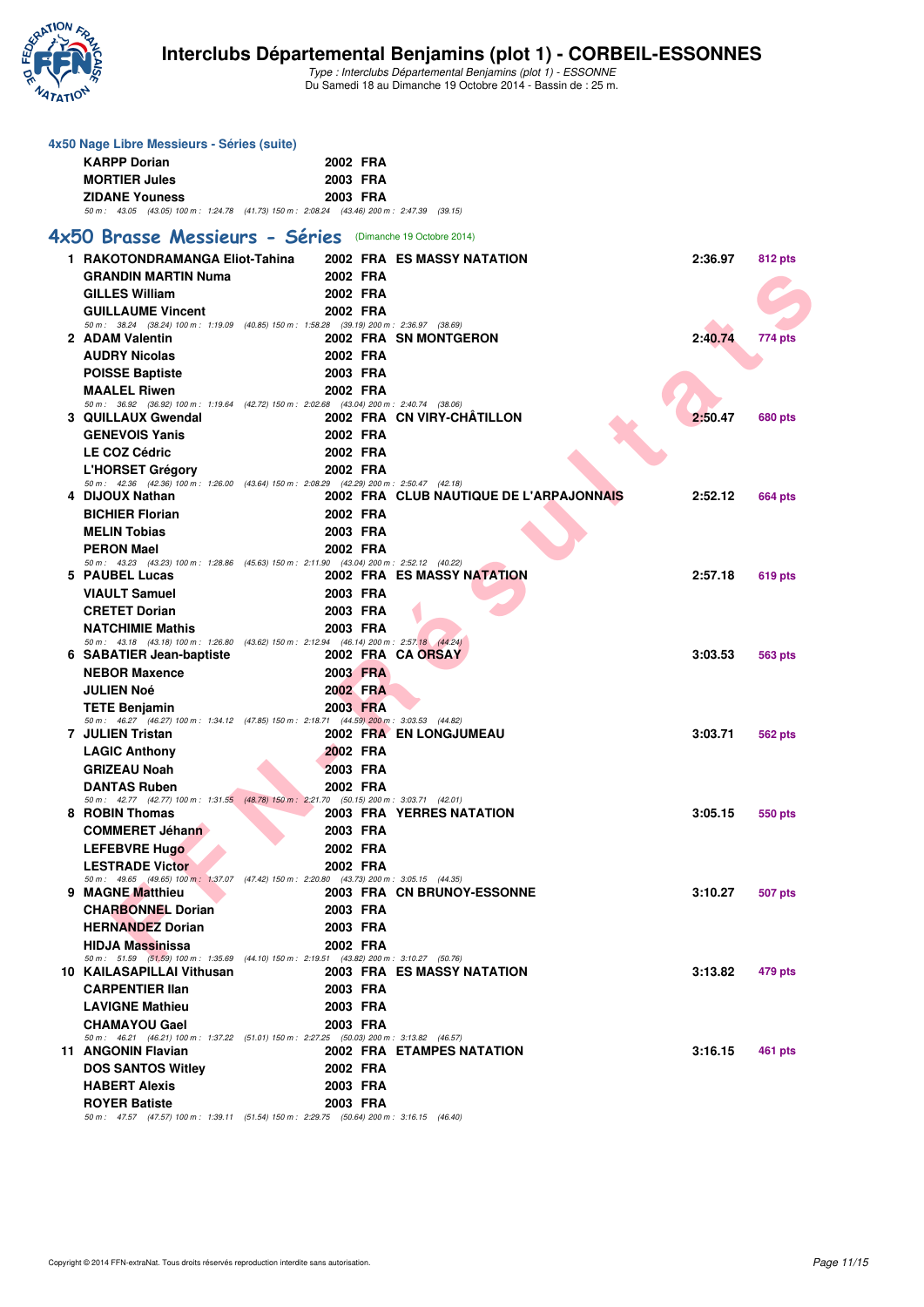### 4x50 Nage Libre Messieurs - Séries (suite)

| | | | | | |
|---|---|---|---|---|---|
| | KARPP Dorian | 2002 FRA | | | |
| | MORTIER Jules | 2003 FRA | | | |
| | ZIDANE Youness | 2003 FRA | | | |
| | 50 m : 43.05 (43.05) 100 m : 1:24.78 (41.73) 150 m : 2:08.24 (43.46) 200 m : 2:47.39 (39.15) | | | | |

## 4x50 Brasse Messieurs - Séries (Dimanche 19 Octobre 2014)

| Rang | Nom | Année / Nat. | Club | Temps | Points |
|---|---|---|---|---|---|
| 1 | RAKOTONDRAMANGA Eliot-Tahina | 2002 FRA | ES MASSY NATATION | 2:36.97 | 812 pts |
| | GRANDIN MARTIN Numa | 2002 FRA | | | |
| | GILLES William | 2002 FRA | | | |
| | GUILLAUME Vincent | 2002 FRA | | | |
| | 50 m : 38.24 (38.24) 100 m : 1:19.09 (40.85) 150 m : 1:58.28 (39.19) 200 m : 2:36.97 (38.69) | | | | |
| 2 | ADAM Valentin | 2002 FRA | SN MONTGERON | 2:40.74 | 774 pts |
| | AUDRY Nicolas | 2002 FRA | | | |
| | POISSE Baptiste | 2003 FRA | | | |
| | MAALEL Riwen | 2002 FRA | | | |
| | 50 m : 36.92 (36.92) 100 m : 1:19.64 (42.72) 150 m : 2:02.68 (43.04) 200 m : 2:40.74 (38.06) | | | | |
| 3 | QUILLAUX Gwendal | 2002 FRA | CN VIRY-CHÂTILLON | 2:50.47 | 680 pts |
| | GENEVOIS Yanis | 2002 FRA | | | |
| | LE COZ Cédric | 2002 FRA | | | |
| | L'HORSET Grégory | 2002 FRA | | | |
| | 50 m : 42.36 (42.36) 100 m : 1:26.00 (43.64) 150 m : 2:08.29 (42.29) 200 m : 2:50.47 (42.18) | | | | |
| 4 | DIJOUX Nathan | 2002 FRA | CLUB NAUTIQUE DE L'ARPAJONNAIS | 2:52.12 | 664 pts |
| | BICHIER Florian | 2002 FRA | | | |
| | MELIN Tobias | 2003 FRA | | | |
| | PERON Mael | 2002 FRA | | | |
| | 50 m : 43.23 (43.23) 100 m : 1:28.86 (45.63) 150 m : 2:11.90 (43.04) 200 m : 2:52.12 (40.22) | | | | |
| 5 | PAUBEL Lucas | 2002 FRA | ES MASSY NATATION | 2:57.18 | 619 pts |
| | VIAULT Samuel | 2003 FRA | | | |
| | CRETET Dorian | 2003 FRA | | | |
| | NATCHIMIE Mathis | 2003 FRA | | | |
| | 50 m : 43.18 (43.18) 100 m : 1:26.80 (43.62) 150 m : 2:12.94 (46.14) 200 m : 2:57.18 (44.24) | | | | |
| 6 | SABATIER Jean-baptiste | 2002 FRA | CA ORSAY | 3:03.53 | 563 pts |
| | NEBOR Maxence | 2003 FRA | | | |
| | JULIEN Noé | 2002 FRA | | | |
| | TETE Benjamin | 2003 FRA | | | |
| | 50 m : 46.27 (46.27) 100 m : 1:34.12 (47.85) 150 m : 2:18.71 (44.59) 200 m : 3:03.53 (44.82) | | | | |
| 7 | JULIEN Tristan | 2002 FRA | EN LONGJUMEAU | 3:03.71 | 562 pts |
| | LAGIC Anthony | 2002 FRA | | | |
| | GRIZEAU Noah | 2003 FRA | | | |
| | DANTAS Ruben | 2002 FRA | | | |
| | 50 m : 42.77 (42.77) 100 m : 1:31.55 (48.78) 150 m : 2:21.70 (50.15) 200 m : 3:03.71 (42.01) | | | | |
| 8 | ROBIN Thomas | 2003 FRA | YERRES NATATION | 3:05.15 | 550 pts |
| | COMMERET Jéhann | 2003 FRA | | | |
| | LEFEBVRE Hugo | 2002 FRA | | | |
| | LESTRADE Victor | 2002 FRA | | | |
| | 50 m : 49.65 (49.65) 100 m : 1:37.07 (47.42) 150 m : 2:20.80 (43.73) 200 m : 3:05.15 (44.35) | | | | |
| 9 | MAGNE Matthieu | 2003 FRA | CN BRUNOY-ESSONNE | 3:10.27 | 507 pts |
| | CHARBONNEL Dorian | 2003 FRA | | | |
| | HERNANDEZ Dorian | 2003 FRA | | | |
| | HIDJA Massinissa | 2002 FRA | | | |
| | 50 m : 51.59 (51.59) 100 m : 1:35.69 (44.10) 150 m : 2:19.51 (43.82) 200 m : 3:10.27 (50.76) | | | | |
| 10 | KAILASAPILLAI Vithusan | 2003 FRA | ES MASSY NATATION | 3:13.82 | 479 pts |
| | CARPENTIER Ilan | 2003 FRA | | | |
| | LAVIGNE Mathieu | 2003 FRA | | | |
| | CHAMAYOU Gael | 2003 FRA | | | |
| | 50 m : 46.21 (46.21) 100 m : 1:37.22 (51.01) 150 m : 2:27.25 (50.03) 200 m : 3:13.82 (46.57) | | | | |
| 11 | ANGONIN Flavian | 2002 FRA | ETAMPES NATATION | 3:16.15 | 461 pts |
| | DOS SANTOS Witley | 2002 FRA | | | |
| | HABERT Alexis | 2003 FRA | | | |
| | ROYER Batiste | 2003 FRA | | | |
| | 50 m : 47.57 (47.57) 100 m : 1:39.11 (51.54) 150 m : 2:29.75 (50.64) 200 m : 3:16.15 (46.40) | | | | |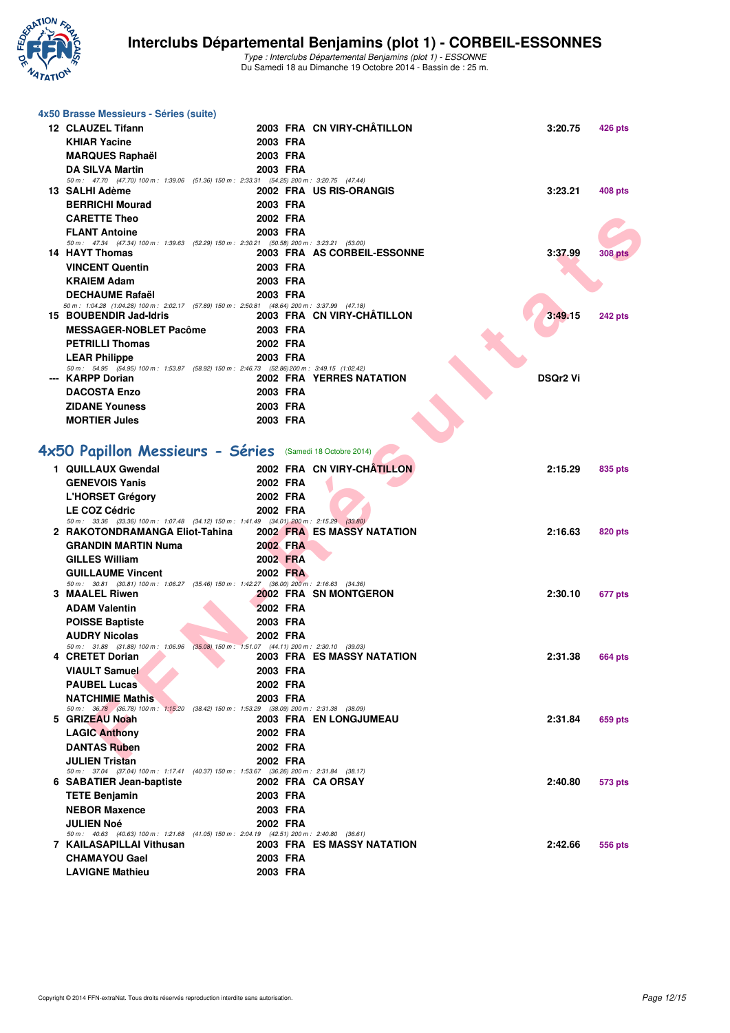### 4x50 Brasse Messieurs - Séries (suite)

| Place | Nom | Année | Nat | Club | Temps | Points |
|---|---|---|---|---|---|---|
| 12 | CLAUZEL Tifann | 2003 | FRA | CN VIRY-CHÂTILLON | 3:20.75 | 426 pts |
| | KHIAR Yacine | 2003 | FRA | | | |
| | MARQUES Raphaël | 2003 | FRA | | | |
| | DA SILVA Martin | 2003 | FRA | | | |
| | 50 m : 47.70 (47.70) 100 m : 1:39.06 (51.36) 150 m : 2:33.31 (54.25) 200 m : 3:20.75 (47.44) | | | | | |
| 13 | SALHI Adème | 2002 | FRA | US RIS-ORANGIS | 3:23.21 | 408 pts |
| | BERRICHI Mourad | 2003 | FRA | | | |
| | CARETTE Theo | 2002 | FRA | | | |
| | FLANT Antoine | 2003 | FRA | | | |
| | 50 m : 47.34 (47.34) 100 m : 1:39.63 (52.29) 150 m : 2:30.21 (50.58) 200 m : 3:23.21 (53.00) | | | | | |
| 14 | HAYT Thomas | 2003 | FRA | AS CORBEIL-ESSONNE | 3:37.99 | 308 pts |
| | VINCENT Quentin | 2003 | FRA | | | |
| | KRAIEM Adam | 2003 | FRA | | | |
| | DECHAUME Rafaël | 2003 | FRA | | | |
| | 50 m : 1:04.28 (1:04.28) 100 m : 2:02.17 (57.89) 150 m : 2:50.81 (48.64) 200 m : 3:37.99 (47.18) | | | | | |
| 15 | BOUBENDIR Jad-Idris | 2003 | FRA | CN VIRY-CHÂTILLON | 3:49.15 | 242 pts |
| | MESSAGER-NOBLET Pacôme | 2003 | FRA | | | |
| | PETRILLI Thomas | 2002 | FRA | | | |
| | LEAR Philippe | 2003 | FRA | | | |
| | 50 m : 54.95 (54.95) 100 m : 1:53.87 (58.92) 150 m : 2:46.73 (52.86) 200 m : 3:49.15 (1:02.42) | | | | | |
| --- | KARPP Dorian | 2002 | FRA | YERRES NATATION | DSQr2 Vi | |
| | DACOSTA Enzo | 2003 | FRA | | | |
| | ZIDANE Youness | 2003 | FRA | | | |
| | MORTIER Jules | 2003 | FRA | | | |

## 4x50 Papillon Messieurs - Séries (Samedi 18 Octobre 2014)

| Place | Nom | Année | Nat | Club | Temps | Points |
|---|---|---|---|---|---|---|
| 1 | QUILLAUX Gwendal | 2002 | FRA | CN VIRY-CHÂTILLON | 2:15.29 | 835 pts |
| | GENEVOIS Yanis | 2002 | FRA | | | |
| | L'HORSET Grégory | 2002 | FRA | | | |
| | LE COZ Cédric | 2002 | FRA | | | |
| | 50 m : 33.36 (33.36) 100 m : 1:07.48 (34.12) 150 m : 1:41.49 (34.01) 200 m : 2:15.29 (33.80) | | | | | |
| 2 | RAKOTONDRAMANGA Eliot-Tahina | 2002 | FRA | ES MASSY NATATION | 2:16.63 | 820 pts |
| | GRANDIN MARTIN Numa | 2002 | FRA | | | |
| | GILLES William | 2002 | FRA | | | |
| | GUILLAUME Vincent | 2002 | FRA | | | |
| | 50 m : 30.81 (30.81) 100 m : 1:06.27 (35.46) 150 m : 1:42.27 (36.00) 200 m : 2:16.63 (34.36) | | | | | |
| 3 | MAALEL Riwen | 2002 | FRA | SN MONTGERON | 2:30.10 | 677 pts |
| | ADAM Valentin | 2002 | FRA | | | |
| | POISSE Baptiste | 2003 | FRA | | | |
| | AUDRY Nicolas | 2002 | FRA | | | |
| | 50 m : 31.88 (31.88) 100 m : 1:06.96 (35.08) 150 m : 1:51.07 (44.11) 200 m : 2:30.10 (39.03) | | | | | |
| 4 | CRETET Dorian | 2003 | FRA | ES MASSY NATATION | 2:31.38 | 664 pts |
| | VIAULT Samuel | 2003 | FRA | | | |
| | PAUBEL Lucas | 2002 | FRA | | | |
| | NATCHIMIE Mathis | 2003 | FRA | | | |
| | 50 m : 36.78 (36.78) 100 m : 1:15.20 (38.42) 150 m : 1:53.29 (38.09) 200 m : 2:31.38 (38.09) | | | | | |
| 5 | GRIZEAU Noah | 2003 | FRA | EN LONGJUMEAU | 2:31.84 | 659 pts |
| | LAGIC Anthony | 2002 | FRA | | | |
| | DANTAS Ruben | 2002 | FRA | | | |
| | JULIEN Tristan | 2002 | FRA | | | |
| | 50 m : 37.04 (37.04) 100 m : 1:17.41 (40.37) 150 m : 1:53.67 (36.26) 200 m : 2:31.84 (38.17) | | | | | |
| 6 | SABATIER Jean-baptiste | 2002 | FRA | CA ORSAY | 2:40.80 | 573 pts |
| | TETE Benjamin | 2003 | FRA | | | |
| | NEBOR Maxence | 2003 | FRA | | | |
| | JULIEN Noé | 2002 | FRA | | | |
| | 50 m : 40.63 (40.63) 100 m : 1:21.68 (41.05) 150 m : 2:04.19 (42.51) 200 m : 2:40.80 (36.61) | | | | | |
| 7 | KAILASAPILLAI Vithusan | 2003 | FRA | ES MASSY NATATION | 2:42.66 | 556 pts |
| | CHAMAYOU Gael | 2003 | FRA | | | |
| | LAVIGNE Mathieu | 2003 | FRA | | | |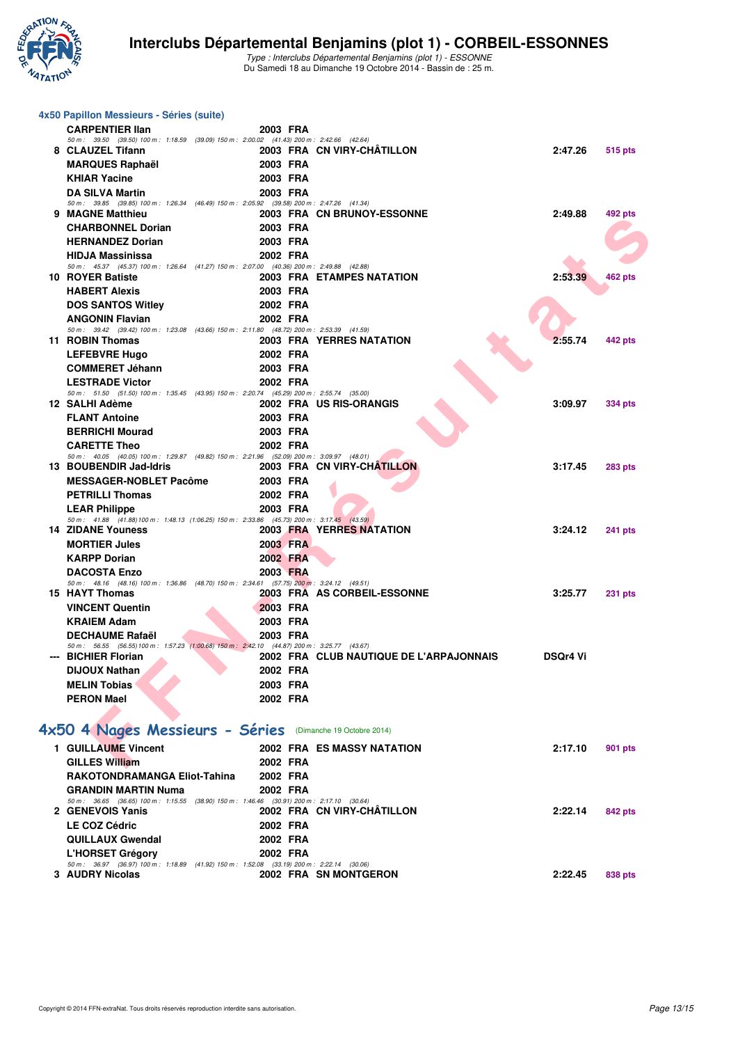# Interclubs Départemental Benjamins (plot 1) - CORBEIL-ESSONNES

*Type : Interclubs Départemental Benjamins (plot 1) - ESSONNE*
Du Samedi 18 au Dimanche 19 Octobre 2014 - Bassin de : 25 m.

### 4x50 Papillon Messieurs - Séries (suite)

| Place | Nom | Année | Nat. | Club | Temps | Points |
|---|---|---|---|---|---|---|
| | CARPENTIER Ilan | 2003 | FRA | | | |
| | *50 m : 39.50 (39.50) 100 m : 1:18.59 (39.09) 150 m : 2:00.02 (41.43) 200 m : 2:42.66 (42.64)* | | | | | |
| 8 | CLAUZEL Tifann | 2003 | FRA | CN VIRY-CHÂTILLON | 2:47.26 | 515 pts |
| | MARQUES Raphaël | 2003 | FRA | | | |
| | KHIAR Yacine | 2003 | FRA | | | |
| | DA SILVA Martin | 2003 | FRA | | | |
| | *50 m : 39.85 (39.85) 100 m : 1:26.34 (46.49) 150 m : 2:05.92 (39.58) 200 m : 2:47.26 (41.34)* | | | | | |
| 9 | MAGNE Matthieu | 2003 | FRA | CN BRUNOY-ESSONNE | 2:49.88 | 492 pts |
| | CHARBONNEL Dorian | 2003 | FRA | | | |
| | HERNANDEZ Dorian | 2003 | FRA | | | |
| | HIDJA Massinissa | 2002 | FRA | | | |
| | *50 m : 45.37 (45.37) 100 m : 1:26.64 (41.27) 150 m : 2:07.00 (40.36) 200 m : 2:49.88 (42.88)* | | | | | |
| 10 | ROYER Batiste | 2003 | FRA | ETAMPES NATATION | 2:53.39 | 462 pts |
| | HABERT Alexis | 2003 | FRA | | | |
| | DOS SANTOS Witley | 2002 | FRA | | | |
| | ANGONIN Flavian | 2002 | FRA | | | |
| | *50 m : 39.42 (39.42) 100 m : 1:23.08 (43.66) 150 m : 2:11.80 (48.72) 200 m : 2:53.39 (41.59)* | | | | | |
| 11 | ROBIN Thomas | 2003 | FRA | YERRES NATATION | 2:55.74 | 442 pts |
| | LEFEBVRE Hugo | 2002 | FRA | | | |
| | COMMERET Jéhann | 2003 | FRA | | | |
| | LESTRADE Victor | 2002 | FRA | | | |
| | *50 m : 51.50 (51.50) 100 m : 1:35.45 (43.95) 150 m : 2:20.74 (45.29) 200 m : 2:55.74 (35.00)* | | | | | |
| 12 | SALHI Adème | 2002 | FRA | US RIS-ORANGIS | 3:09.97 | 334 pts |
| | FLANT Antoine | 2003 | FRA | | | |
| | BERRICHI Mourad | 2003 | FRA | | | |
| | CARETTE Theo | 2002 | FRA | | | |
| | *50 m : 40.05 (40.05) 100 m : 1:29.87 (49.82) 150 m : 2:21.96 (52.09) 200 m : 3:09.97 (48.01)* | | | | | |
| 13 | BOUBENDIR Jad-Idris | 2003 | FRA | CN VIRY-CHÂTILLON | 3:17.45 | 283 pts |
| | MESSAGER-NOBLET Pacôme | 2003 | FRA | | | |
| | PETRILLI Thomas | 2002 | FRA | | | |
| | LEAR Philippe | 2003 | FRA | | | |
| | *50 m : 41.88 (41.88) 100 m : 1:48.13 (1:06.25) 150 m : 2:33.86 (45.73) 200 m : 3:17.45 (43.59)* | | | | | |
| 14 | ZIDANE Youness | 2003 | FRA | YERRES NATATION | 3:24.12 | 241 pts |
| | MORTIER Jules | 2003 | FRA | | | |
| | KARPP Dorian | 2002 | FRA | | | |
| | DACOSTA Enzo | 2003 | FRA | | | |
| | *50 m : 48.16 (48.16) 100 m : 1:36.86 (48.70) 150 m : 2:34.61 (57.75) 200 m : 3:24.12 (49.51)* | | | | | |
| 15 | HAYT Thomas | 2003 | FRA | AS CORBEIL-ESSONNE | 3:25.77 | 231 pts |
| | VINCENT Quentin | 2003 | FRA | | | |
| | KRAIEM Adam | 2003 | FRA | | | |
| | DECHAUME Rafaël | 2003 | FRA | | | |
| | *50 m : 56.55 (56.55) 100 m : 1:57.23 (1:00.68) 150 m : 2:42.10 (44.87) 200 m : 3:25.77 (43.67)* | | | | | |
| --- | BICHIER Florian | 2002 | FRA | CLUB NAUTIQUE DE L'ARPAJONNAIS | DSQr4 Vi | |
| | DIJOUX Nathan | 2002 | FRA | | | |
| | MELIN Tobias | 2003 | FRA | | | |
| | PERON Mael | 2002 | FRA | | | |

## 4x50 4 Nages Messieurs - Séries (Dimanche 19 Octobre 2014)

| Place | Nom | Année | Nat. | Club | Temps | Points |
|---|---|---|---|---|---|---|
| 1 | GUILLAUME Vincent | 2002 | FRA | ES MASSY NATATION | 2:17.10 | 901 pts |
| | GILLES William | 2002 | FRA | | | |
| | RAKOTONDRAMANGA Eliot-Tahina | 2002 | FRA | | | |
| | GRANDIN MARTIN Numa | 2002 | FRA | | | |
| | *50 m : 36.65 (36.65) 100 m : 1:15.55 (38.90) 150 m : 1:46.46 (30.91) 200 m : 2:17.10 (30.64)* | | | | | |
| 2 | GENEVOIS Yanis | 2002 | FRA | CN VIRY-CHÂTILLON | 2:22.14 | 842 pts |
| | LE COZ Cédric | 2002 | FRA | | | |
| | QUILLAUX Gwendal | 2002 | FRA | | | |
| | L'HORSET Grégory | 2002 | FRA | | | |
| | *50 m : 36.97 (36.97) 100 m : 1:18.89 (41.92) 150 m : 1:52.08 (33.19) 200 m : 2:22.14 (30.06)* | | | | | |
| 3 | AUDRY Nicolas | 2002 | FRA | SN MONTGERON | 2:22.45 | 838 pts |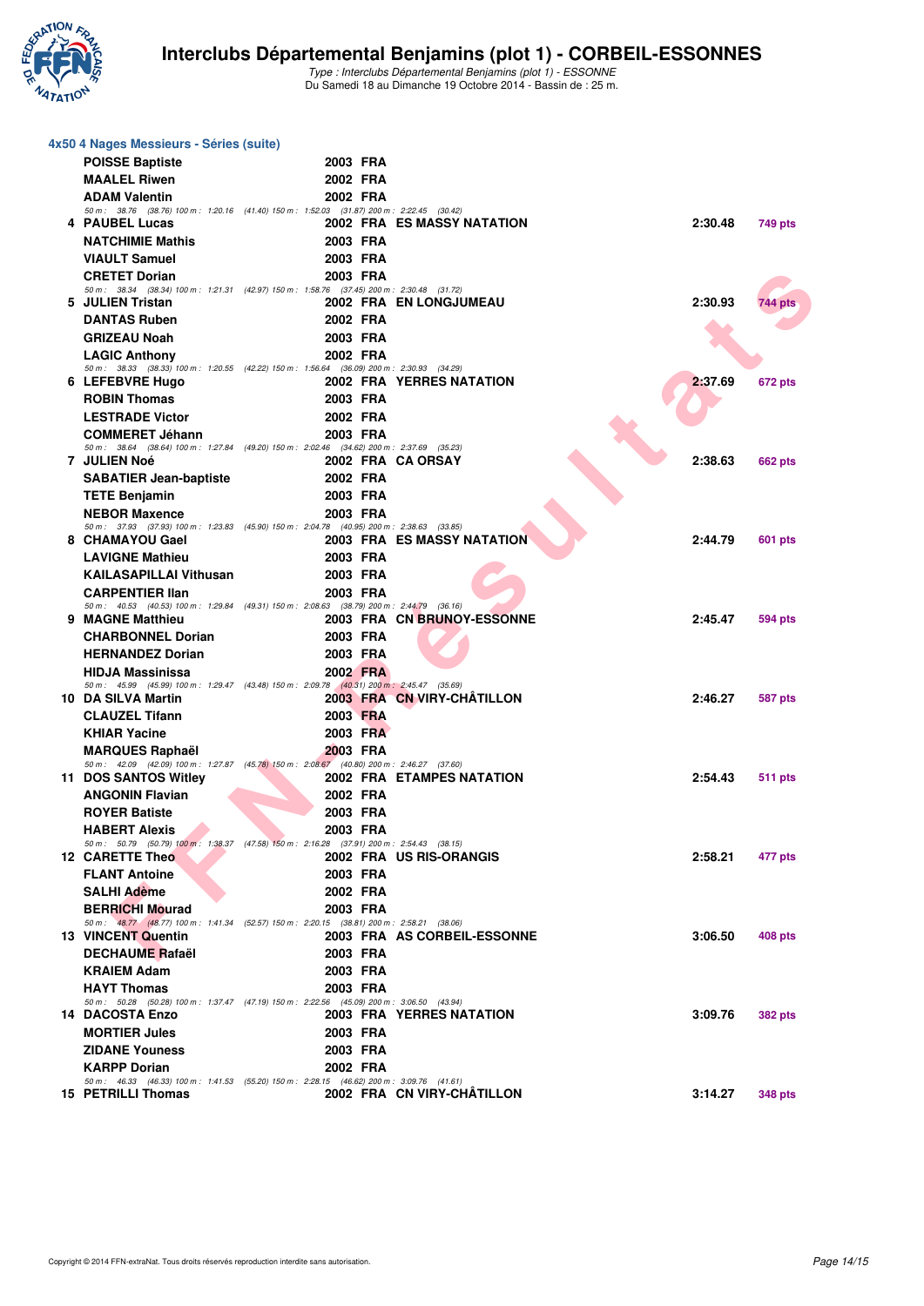# Interclubs Départemental Benjamins (plot 1) - CORBEIL-ESSONNES

*Type : Interclubs Départemental Benjamins (plot 1) - ESSONNE*
Du Samedi 18 au Dimanche 19 Octobre 2014 - Bassin de : 25 m.

## 4x50 4 Nages Messieurs - Séries (suite)

| Rang | Nom | Année | Nat. | Club | Temps | Points |
|---|---|---|---|---|---|---|
| | POISSE Baptiste | 2003 | FRA | | | |
| | MAALEL Riwen | 2002 | FRA | | | |
| | ADAM Valentin | 2002 | FRA | | | |
| | *50 m : 38.76 (38.76) 100 m : 1:20.16 (41.40) 150 m : 1:52.03 (31.87) 200 m : 2:22.45 (30.42)* | | | | | |
| 4 | PAUBEL Lucas | 2002 | FRA | ES MASSY NATATION | 2:30.48 | 749 pts |
| | NATCHIMIE Mathis | 2003 | FRA | | | |
| | VIAULT Samuel | 2003 | FRA | | | |
| | CRETET Dorian | 2003 | FRA | | | |
| | *50 m : 38.34 (38.34) 100 m : 1:21.31 (42.97) 150 m : 1:58.76 (37.45) 200 m : 2:30.48 (31.72)* | | | | | |
| 5 | JULIEN Tristan | 2002 | FRA | EN LONGJUMEAU | 2:30.93 | 744 pts |
| | DANTAS Ruben | 2002 | FRA | | | |
| | GRIZEAU Noah | 2003 | FRA | | | |
| | LAGIC Anthony | 2002 | FRA | | | |
| | *50 m : 38.33 (38.33) 100 m : 1:20.55 (42.22) 150 m : 1:56.64 (36.09) 200 m : 2:30.93 (34.29)* | | | | | |
| 6 | LEFEBVRE Hugo | 2002 | FRA | YERRES NATATION | 2:37.69 | 672 pts |
| | ROBIN Thomas | 2003 | FRA | | | |
| | LESTRADE Victor | 2002 | FRA | | | |
| | COMMERET Jéhann | 2003 | FRA | | | |
| | *50 m : 38.64 (38.64) 100 m : 1:27.84 (49.20) 150 m : 2:02.46 (34.62) 200 m : 2:37.69 (35.23)* | | | | | |
| 7 | JULIEN Noé | 2002 | FRA | CA ORSAY | 2:38.63 | 662 pts |
| | SABATIER Jean-baptiste | 2002 | FRA | | | |
| | TETE Benjamin | 2003 | FRA | | | |
| | NEBOR Maxence | 2003 | FRA | | | |
| | *50 m : 37.93 (37.93) 100 m : 1:23.83 (45.90) 150 m : 2:04.78 (40.95) 200 m : 2:38.63 (33.85)* | | | | | |
| 8 | CHAMAYOU Gael | 2003 | FRA | ES MASSY NATATION | 2:44.79 | 601 pts |
| | LAVIGNE Mathieu | 2003 | FRA | | | |
| | KAILASAPILLAI Vithusan | 2003 | FRA | | | |
| | CARPENTIER Ilan | 2003 | FRA | | | |
| | *50 m : 40.53 (40.53) 100 m : 1:29.84 (49.31) 150 m : 2:08.63 (38.79) 200 m : 2:44.79 (36.16)* | | | | | |
| 9 | MAGNE Matthieu | 2003 | FRA | CN BRUNOY-ESSONNE | 2:45.47 | 594 pts |
| | CHARBONNEL Dorian | 2003 | FRA | | | |
| | HERNANDEZ Dorian | 2003 | FRA | | | |
| | HIDJA Massinissa | 2002 | FRA | | | |
| | *50 m : 45.99 (45.99) 100 m : 1:29.47 (43.48) 150 m : 2:09.78 (40.31) 200 m : 2:45.47 (35.69)* | | | | | |
| 10 | DA SILVA Martin | 2003 | FRA | CN VIRY-CHÂTILLON | 2:46.27 | 587 pts |
| | CLAUZEL Tifann | 2003 | FRA | | | |
| | KHIAR Yacine | 2003 | FRA | | | |
| | MARQUES Raphaël | 2003 | FRA | | | |
| | *50 m : 42.09 (42.09) 100 m : 1:27.87 (45.78) 150 m : 2:08.67 (40.80) 200 m : 2:46.27 (37.60)* | | | | | |
| 11 | DOS SANTOS Witley | 2002 | FRA | ETAMPES NATATION | 2:54.43 | 511 pts |
| | ANGONIN Flavian | 2002 | FRA | | | |
| | ROYER Batiste | 2003 | FRA | | | |
| | HABERT Alexis | 2003 | FRA | | | |
| | *50 m : 50.79 (50.79) 100 m : 1:38.37 (47.58) 150 m : 2:16.28 (37.91) 200 m : 2:54.43 (38.15)* | | | | | |
| 12 | CARETTE Theo | 2002 | FRA | US RIS-ORANGIS | 2:58.21 | 477 pts |
| | FLANT Antoine | 2003 | FRA | | | |
| | SALHI Adème | 2002 | FRA | | | |
| | BERRICHI Mourad | 2003 | FRA | | | |
| | *50 m : 48.77 (48.77) 100 m : 1:41.34 (52.57) 150 m : 2:20.15 (38.81) 200 m : 2:58.21 (38.06)* | | | | | |
| 13 | VINCENT Quentin | 2003 | FRA | AS CORBEIL-ESSONNE | 3:06.50 | 408 pts |
| | DECHAUME Rafaël | 2003 | FRA | | | |
| | KRAIEM Adam | 2003 | FRA | | | |
| | HAYT Thomas | 2003 | FRA | | | |
| | *50 m : 50.28 (50.28) 100 m : 1:37.47 (47.19) 150 m : 2:22.56 (45.09) 200 m : 3:06.50 (43.94)* | | | | | |
| 14 | DACOSTA Enzo | 2003 | FRA | YERRES NATATION | 3:09.76 | 382 pts |
| | MORTIER Jules | 2003 | FRA | | | |
| | ZIDANE Youness | 2003 | FRA | | | |
| | KARPP Dorian | 2002 | FRA | | | |
| | *50 m : 46.33 (46.33) 100 m : 1:41.53 (55.20) 150 m : 2:28.15 (46.62) 200 m : 3:09.76 (41.61)* | | | | | |
| 15 | PETRILLI Thomas | 2002 | FRA | CN VIRY-CHÂTILLON | 3:14.27 | 348 pts |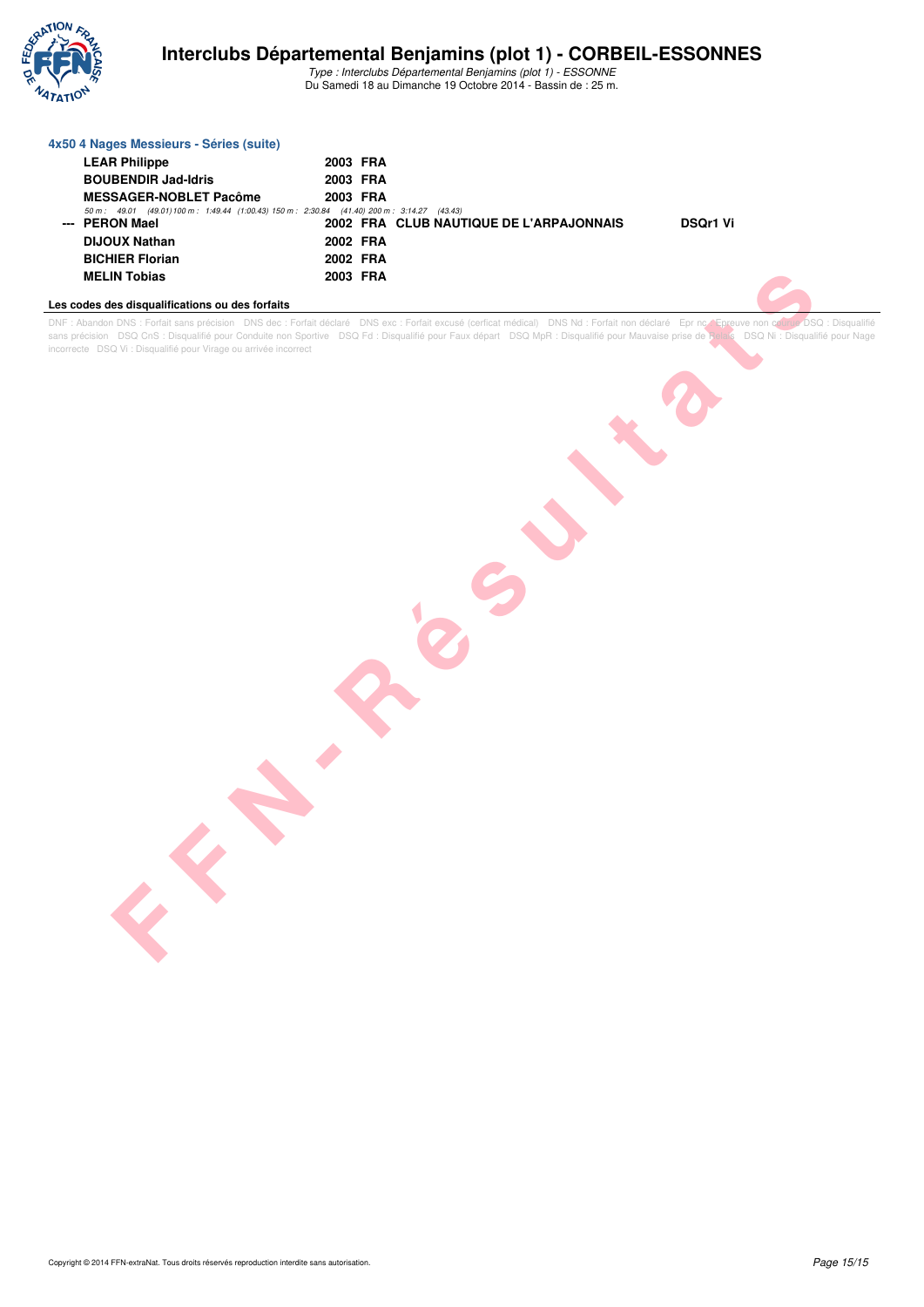## 4x50 4 Nages Messieurs - Séries (suite)

| | | | | | |
|---|---|---|---|---|---|
| | **LEAR Philippe** | **2003** | **FRA** | | |
| | **BOUBENDIR Jad-Idris** | **2003** | **FRA** | | |
| | **MESSAGER-NOBLET Pacôme** | **2003** | **FRA** | | |
| | *50 m : 49.01 (49.01) 100 m : 1:49.44 (1:00.43) 150 m : 2:30.84 (41.40) 200 m : 3:14.27 (43.43)* | | | | |
| --- | **PERON Mael** | **2002** | **FRA** | **CLUB NAUTIQUE DE L'ARPAJONNAIS** | **DSQr1 Vi** |
| | **DIJOUX Nathan** | **2002** | **FRA** | | |
| | **BICHIER Florian** | **2002** | **FRA** | | |
| | **MELIN Tobias** | **2003** | **FRA** | | |

**Les codes des disqualifications ou des forfaits**

DNF : Abandon DNS : Forfait sans précision DNS dec : Forfait déclaré DNS exc : Forfait excusé (cerficat médical) DNS Nd : Forfait non déclaré Epr nc : Epreuve non courue DSQ : Disqualifié sans précision DSQ CnS : Disqualifié pour Conduite non Sportive DSQ Fd : Disqualifié pour Faux départ DSQ MpR : Disqualifié pour Mauvaise prise de Relais DSQ Ni : Disqualifié pour Nage incorrecte DSQ Vi : Disqualifié pour Virage ou arrivée incorrect

Copyright © 2014 FFN-extraNat. Tous droits réservés reproduction interdite sans autorisation.